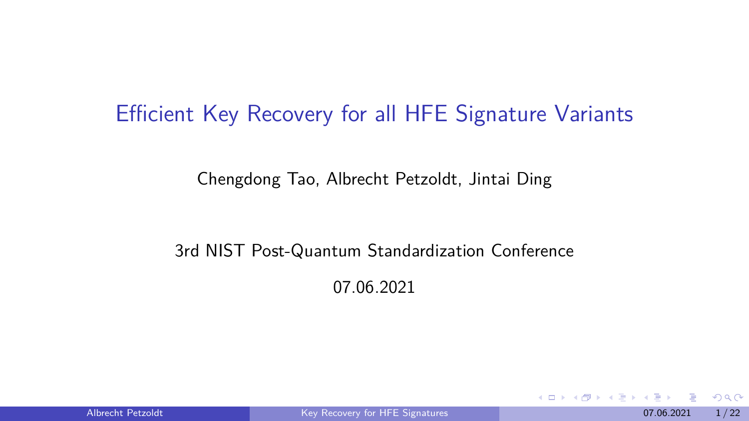# Efficient Key Recovery for all HFE Signature Variants

Chengdong Tao, Albrecht Petzoldt, Jintai Ding

3rd NIST Post-Quantum Standardization Conference

07.06.2021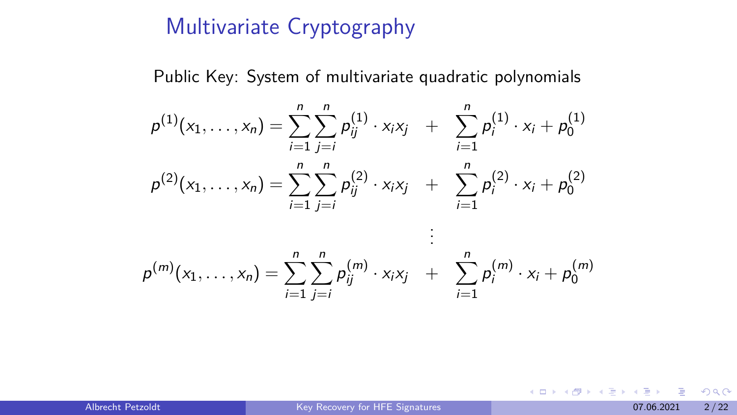# Multivariate Cryptography

Public Key: System of multivariate quadratic polynomials

$$
\begin{aligned}
p^{(1)}(x_1, \ldots, x_n) &= \sum_{i=1}^{n} \sum_{j=i}^{n} p_{ij}^{(1)} \cdot x_i x_j \quad + \quad \sum_{i=1}^{n} p_i^{(1)} \cdot x_i + p_0^{(1)} \\
p^{(2)}(x_1, \ldots, x_n) &= \sum_{i=1}^{n} \sum_{j=i}^{n} p_{ij}^{(2)} \cdot x_i x_j \quad + \quad \sum_{i=1}^{n} p_i^{(2)} \cdot x_i + p_0^{(2)} \\
&\vdots \\
p^{(m)}(x_1, \ldots, x_n) &= \sum_{i=1}^{n} \sum_{j=i}^{n} p_{ij}^{(m)} \cdot x_i x_j \quad + \quad \sum_{i=1}^{n} p_i^{(m)} \cdot x_i + p_0^{(m)}
\end{aligned}
$$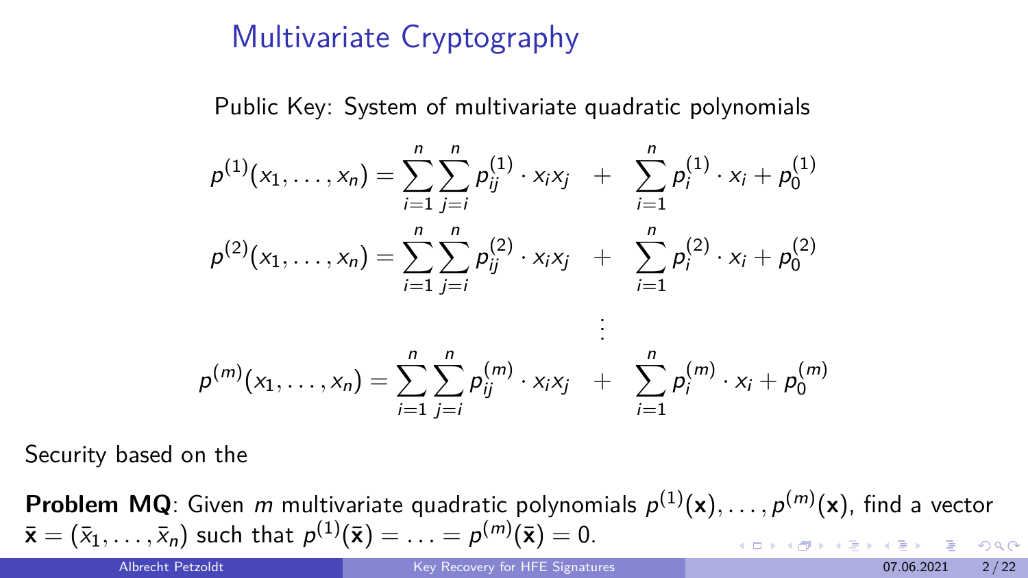# Multivariate Cryptography

Public Key: System of multivariate quadratic polynomials

$$
\begin{aligned}
p^{(1)}(x_1,\ldots,x_n) &= \sum_{i=1}^{n}\sum_{j=i}^{n} p_{ij}^{(1)} \cdot x_i x_j \quad + \quad \sum_{i=1}^{n} p_i^{(1)} \cdot x_i + p_0^{(1)} \\
p^{(2)}(x_1,\ldots,x_n) &= \sum_{i=1}^{n}\sum_{j=i}^{n} p_{ij}^{(2)} \cdot x_i x_j \quad + \quad \sum_{i=1}^{n} p_i^{(2)} \cdot x_i + p_0^{(2)} \\
&\vdots \\
p^{(m)}(x_1,\ldots,x_n) &= \sum_{i=1}^{n}\sum_{j=i}^{n} p_{ij}^{(m)} \cdot x_i x_j \quad + \quad \sum_{i=1}^{n} p_i^{(m)} \cdot x_i + p_0^{(m)}
\end{aligned}
$$

Security based on the

**Problem MQ**: Given $m$ multivariate quadratic polynomials $p^{(1)}(\mathbf{x}),\ldots,p^{(m)}(\mathbf{x})$, find a vector $\bar{\mathbf{x}} = (\bar{x}_1,\ldots,\bar{x}_n)$ such that $p^{(1)}(\bar{\mathbf{x}}) = \ldots = p^{(m)}(\bar{\mathbf{x}}) = 0$.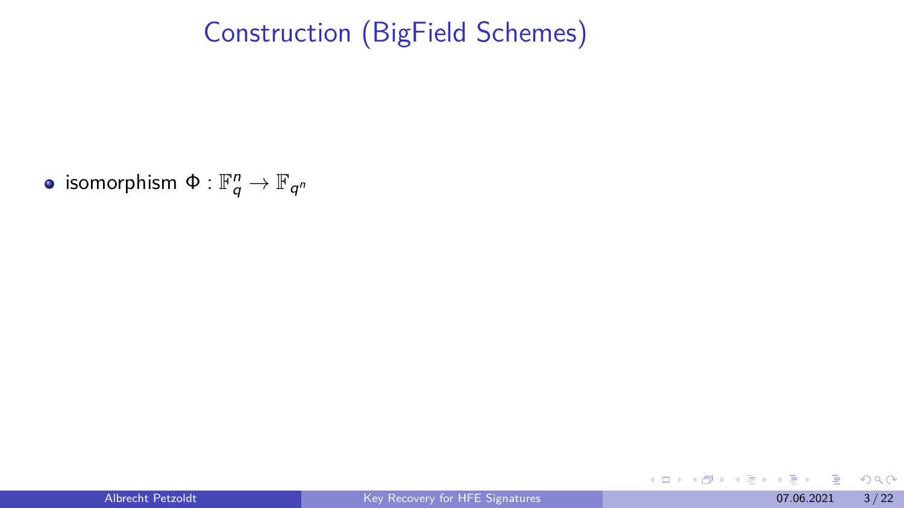# Construction (BigField Schemes)

- isomorphism $\Phi : \mathbb{F}_q^n \rightarrow \mathbb{F}_{q^n}$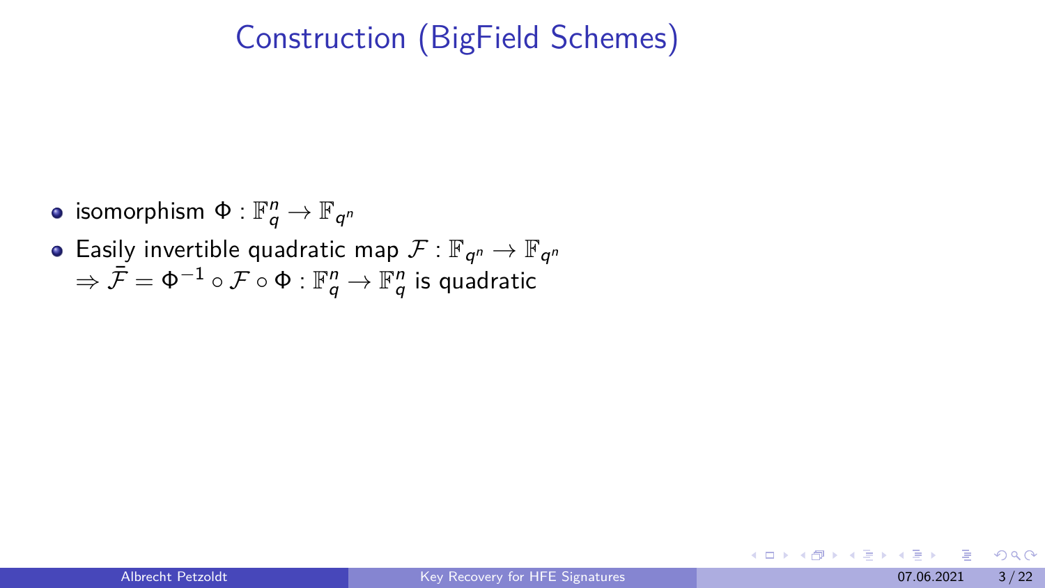# Construction (BigField Schemes)

- isomorphism $\Phi : \mathbb{F}_q^n \rightarrow \mathbb{F}_{q^n}$
- Easily invertible quadratic map $\mathcal{F} : \mathbb{F}_{q^n} \rightarrow \mathbb{F}_{q^n}$
  $\Rightarrow \bar{\mathcal{F}} = \Phi^{-1} \circ \mathcal{F} \circ \Phi : \mathbb{F}_q^n \rightarrow \mathbb{F}_q^n$ is quadratic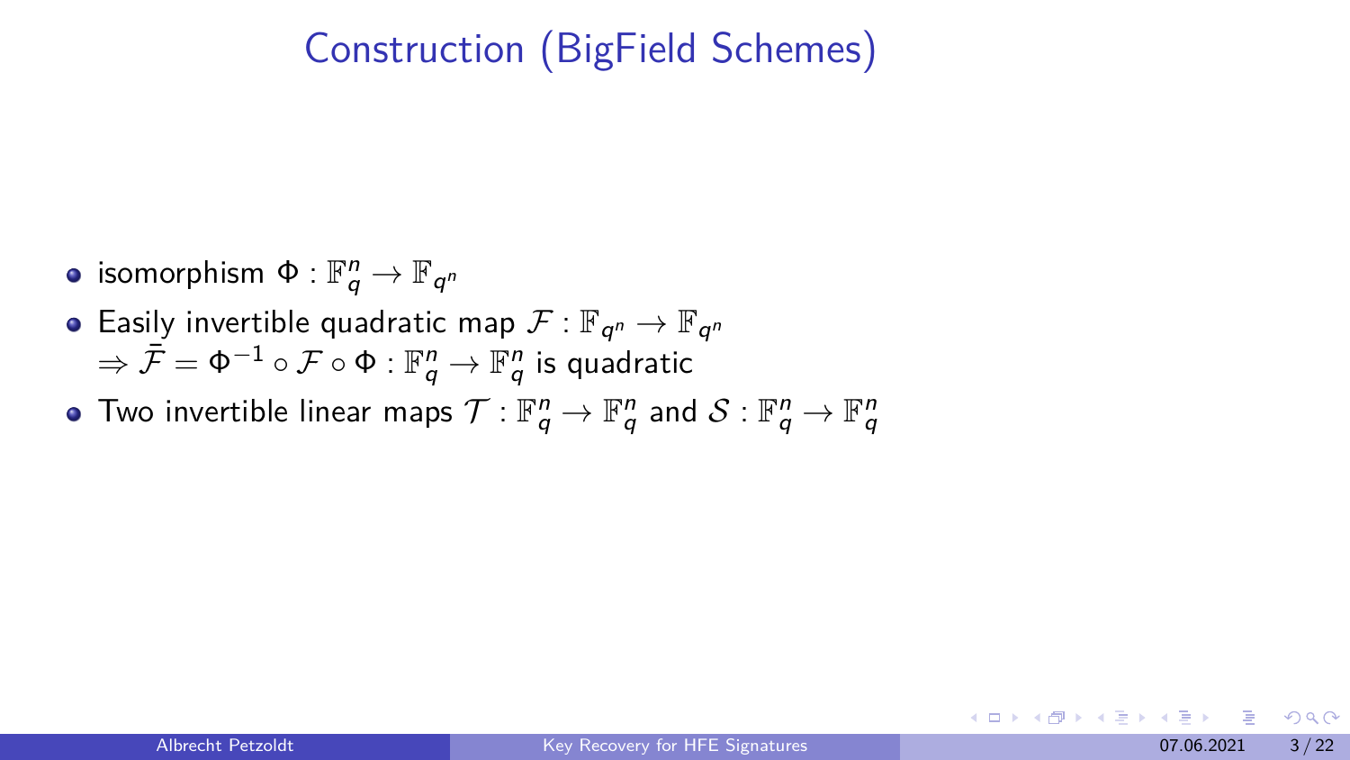# Construction (BigField Schemes)

- isomorphism $\Phi : \mathbb{F}_q^n \rightarrow \mathbb{F}_{q^n}$
- Easily invertible quadratic map $\mathcal{F} : \mathbb{F}_{q^n} \rightarrow \mathbb{F}_{q^n}$
  $\Rightarrow \bar{\mathcal{F}} = \Phi^{-1} \circ \mathcal{F} \circ \Phi : \mathbb{F}_q^n \rightarrow \mathbb{F}_q^n$ is quadratic
- Two invertible linear maps $\mathcal{T} : \mathbb{F}_q^n \rightarrow \mathbb{F}_q^n$ and $\mathcal{S} : \mathbb{F}_q^n \rightarrow \mathbb{F}_q^n$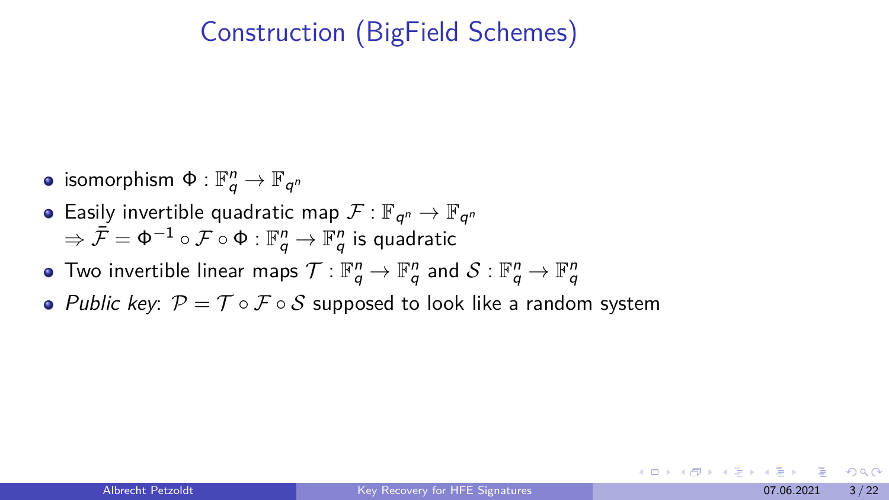# Construction (BigField Schemes)

- isomorphism $\Phi : \mathbb{F}_q^n \rightarrow \mathbb{F}_{q^n}$
- Easily invertible quadratic map $\mathcal{F} : \mathbb{F}_{q^n} \rightarrow \mathbb{F}_{q^n}$
  $\Rightarrow \bar{\mathcal{F}} = \Phi^{-1} \circ \mathcal{F} \circ \Phi : \mathbb{F}_q^n \rightarrow \mathbb{F}_q^n$ is quadratic
- Two invertible linear maps $\mathcal{T} : \mathbb{F}_q^n \rightarrow \mathbb{F}_q^n$ and $\mathcal{S} : \mathbb{F}_q^n \rightarrow \mathbb{F}_q^n$
- *Public key*: $\mathcal{P} = \mathcal{T} \circ \mathcal{F} \circ \mathcal{S}$ supposed to look like a random system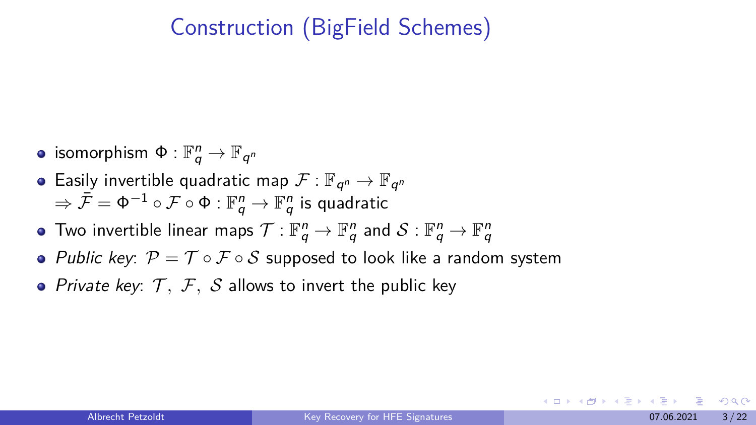# Construction (BigField Schemes)

- isomorphism $\Phi : \mathbb{F}_q^n \to \mathbb{F}_{q^n}$
- Easily invertible quadratic map $\mathcal{F} : \mathbb{F}_{q^n} \to \mathbb{F}_{q^n}$
  $\Rightarrow \bar{\mathcal{F}} = \Phi^{-1} \circ \mathcal{F} \circ \Phi : \mathbb{F}_q^n \to \mathbb{F}_q^n$ is quadratic
- Two invertible linear maps $\mathcal{T} : \mathbb{F}_q^n \to \mathbb{F}_q^n$ and $\mathcal{S} : \mathbb{F}_q^n \to \mathbb{F}_q^n$
- *Public key*: $\mathcal{P} = \mathcal{T} \circ \mathcal{F} \circ \mathcal{S}$ supposed to look like a random system
- *Private key*: $\mathcal{T},\ \mathcal{F},\ \mathcal{S}$ allows to invert the public key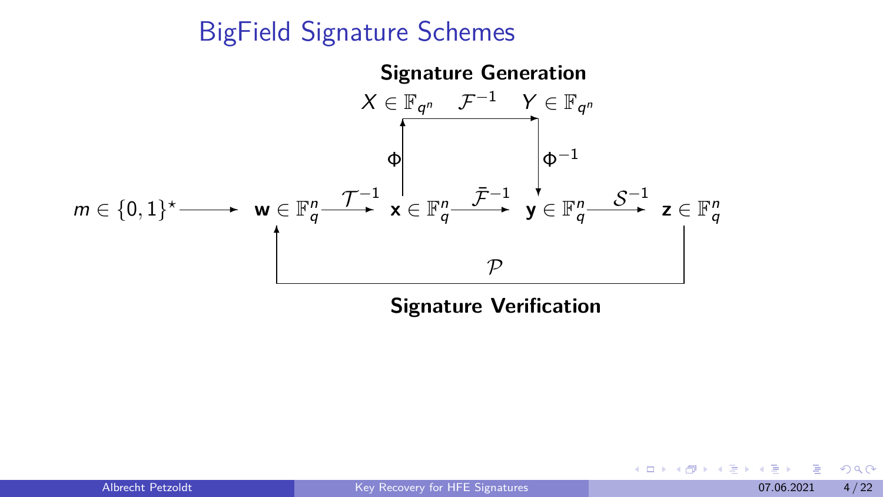# BigField Signature Schemes

**Signature Generation**

$X \in \mathbb{F}_{q^n}$ $\quad \mathcal{F}^{-1} \quad$ $Y \in \mathbb{F}_{q^n}$

$\Phi$ $\quad\quad$ $\Phi^{-1}$

$m \in \{0,1\}^\star \longrightarrow \mathbf{w} \in \mathbb{F}_q^n \xrightarrow{\mathcal{T}^{-1}} \mathbf{x} \in \mathbb{F}_q^n \xrightarrow{\bar{\mathcal{F}}^{-1}} \mathbf{y} \in \mathbb{F}_q^n \xrightarrow{\mathcal{S}^{-1}} \mathbf{z} \in \mathbb{F}_q^n$

$\mathcal{P}$

**Signature Verification**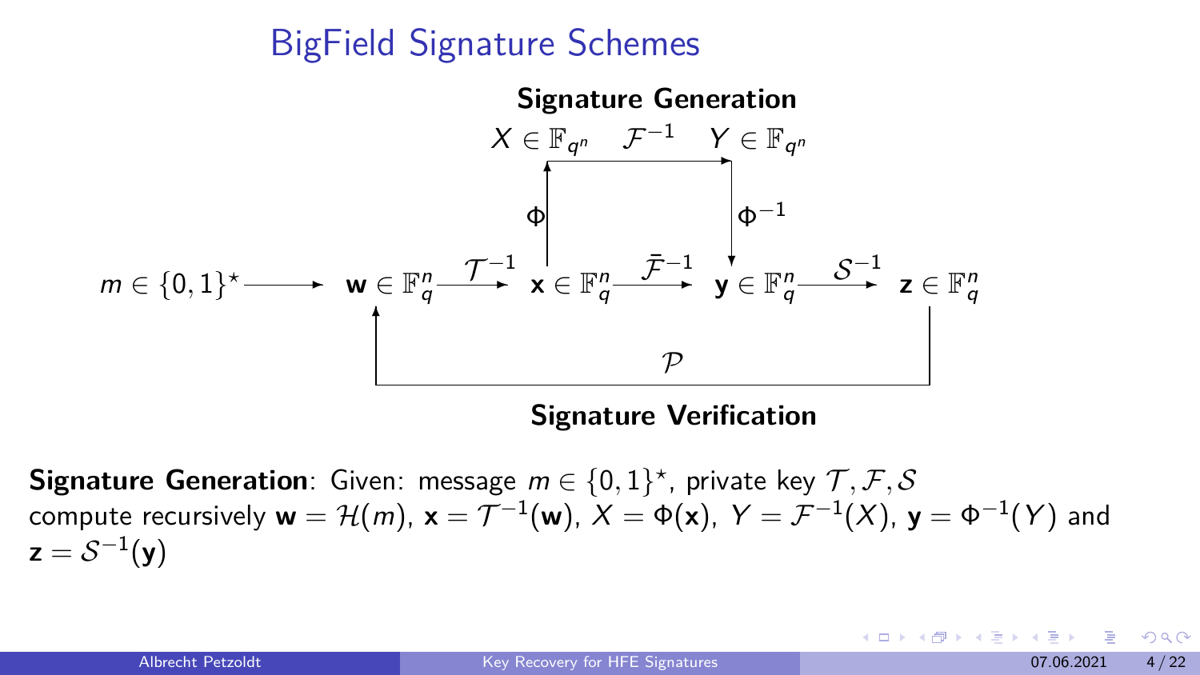# BigField Signature Schemes

**Signature Generation**

$$
\begin{array}{ccccccc}
 & & X \in \mathbb{F}_{q^n} & \xrightarrow{\mathcal{F}^{-1}} & Y \in \mathbb{F}_{q^n} & & \\
 & & \uparrow \Phi & & \downarrow \Phi^{-1} & & \\
m \in \{0,1\}^\star \longrightarrow \mathbf{w} \in \mathbb{F}_q^n & \xrightarrow{\mathcal{T}^{-1}} & \mathbf{x} \in \mathbb{F}_q^n & \xrightarrow{\bar{\mathcal{F}}^{-1}} & \mathbf{y} \in \mathbb{F}_q^n & \xrightarrow{\mathcal{S}^{-1}} & \mathbf{z} \in \mathbb{F}_q^n
\end{array}
$$

$\mathcal{P}$ (from $\mathbf{z}$ back to $\mathbf{w}$)

**Signature Verification**

**Signature Generation**: Given: message $m \in \{0,1\}^\star$, private key $\mathcal{T}, \mathcal{F}, \mathcal{S}$ compute recursively $\mathbf{w} = \mathcal{H}(m)$, $\mathbf{x} = \mathcal{T}^{-1}(\mathbf{w})$, $X = \Phi(\mathbf{x})$, $Y = \mathcal{F}^{-1}(X)$, $\mathbf{y} = \Phi^{-1}(Y)$ and $\mathbf{z} = \mathcal{S}^{-1}(\mathbf{y})$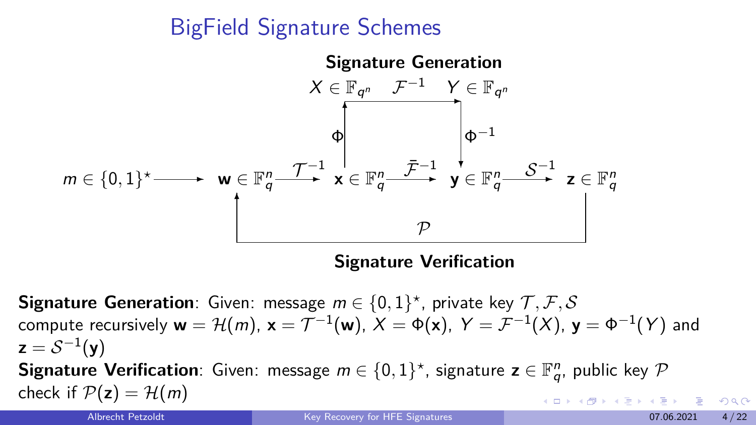# BigField Signature Schemes

**Signature Generation**

$$
\begin{array}{ccccccc}
 & & X \in \mathbb{F}_{q^n} & \xrightarrow{\mathcal{F}^{-1}} & Y \in \mathbb{F}_{q^n} & & \\
 & & \uparrow \Phi & & \downarrow \Phi^{-1} & & \\
m \in \{0,1\}^\star \longrightarrow & \mathbf{w} \in \mathbb{F}_q^n \xrightarrow{\mathcal{T}^{-1}} & \mathbf{x} \in \mathbb{F}_q^n & \xrightarrow{\bar{\mathcal{F}}^{-1}} & \mathbf{y} \in \mathbb{F}_q^n & \xrightarrow{\mathcal{S}^{-1}} & \mathbf{z} \in \mathbb{F}_q^n
\end{array}
$$

$\mathcal{P}$ (from $\mathbf{z} \in \mathbb{F}_q^n$ back to $\mathbf{w} \in \mathbb{F}_q^n$)

**Signature Verification**

**Signature Generation**: Given: message $m \in \{0,1\}^\star$, private key $\mathcal{T}, \mathcal{F}, \mathcal{S}$ compute recursively $\mathbf{w} = \mathcal{H}(m)$, $\mathbf{x} = \mathcal{T}^{-1}(\mathbf{w})$, $X = \Phi(\mathbf{x})$, $Y = \mathcal{F}^{-1}(X)$, $\mathbf{y} = \Phi^{-1}(Y)$ and $\mathbf{z} = \mathcal{S}^{-1}(\mathbf{y})$

**Signature Verification**: Given: message $m \in \{0,1\}^\star$, signature $\mathbf{z} \in \mathbb{F}_q^n$, public key $\mathcal{P}$ check if $\mathcal{P}(\mathbf{z}) = \mathcal{H}(m)$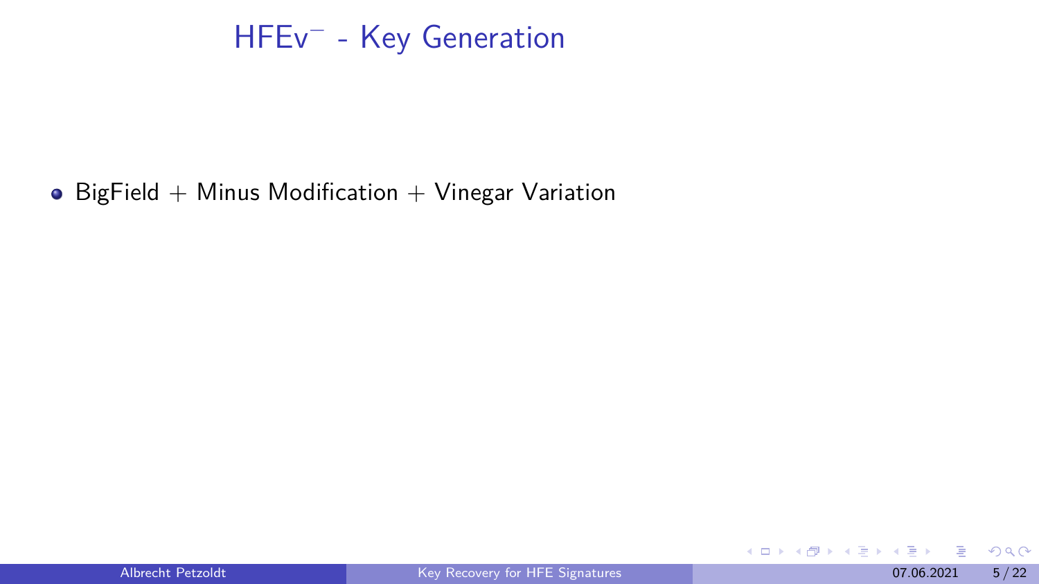# $\text{HFEv}^{-}$ - Key Generation

- BigField + Minus Modification + Vinegar Variation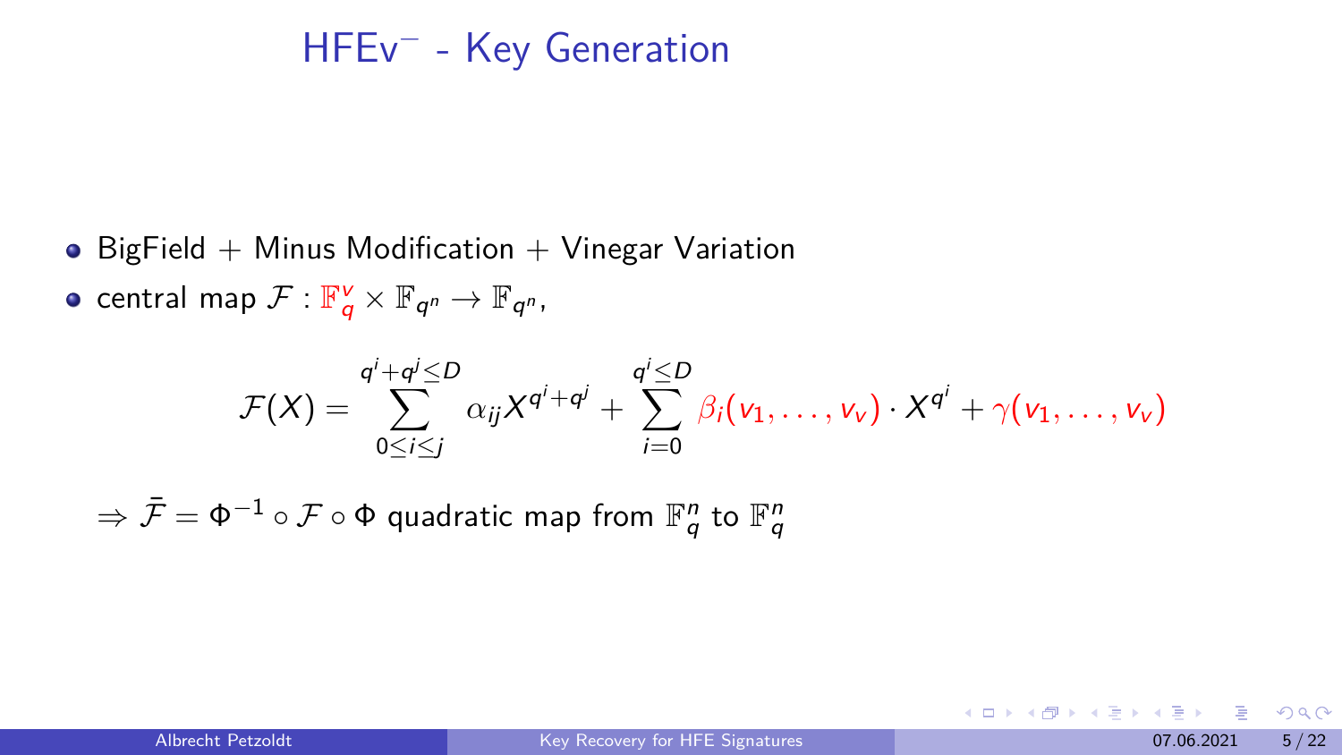# HFEv$^-$ - Key Generation

- BigField + Minus Modification + Vinegar Variation
- central map $\mathcal{F} : \mathbb{F}_q^v \times \mathbb{F}_{q^n} \rightarrow \mathbb{F}_{q^n}$,

$$\mathcal{F}(X) = \sum_{0 \le i \le j}^{q^i + q^j \le D} \alpha_{ij} X^{q^i + q^j} + \sum_{i=0}^{q^i \le D} \beta_i(v_1, \ldots, v_v) \cdot X^{q^i} + \gamma(v_1, \ldots, v_v)$$

$\Rightarrow \bar{\mathcal{F}} = \Phi^{-1} \circ \mathcal{F} \circ \Phi$ quadratic map from $\mathbb{F}_q^n$ to $\mathbb{F}_q^n$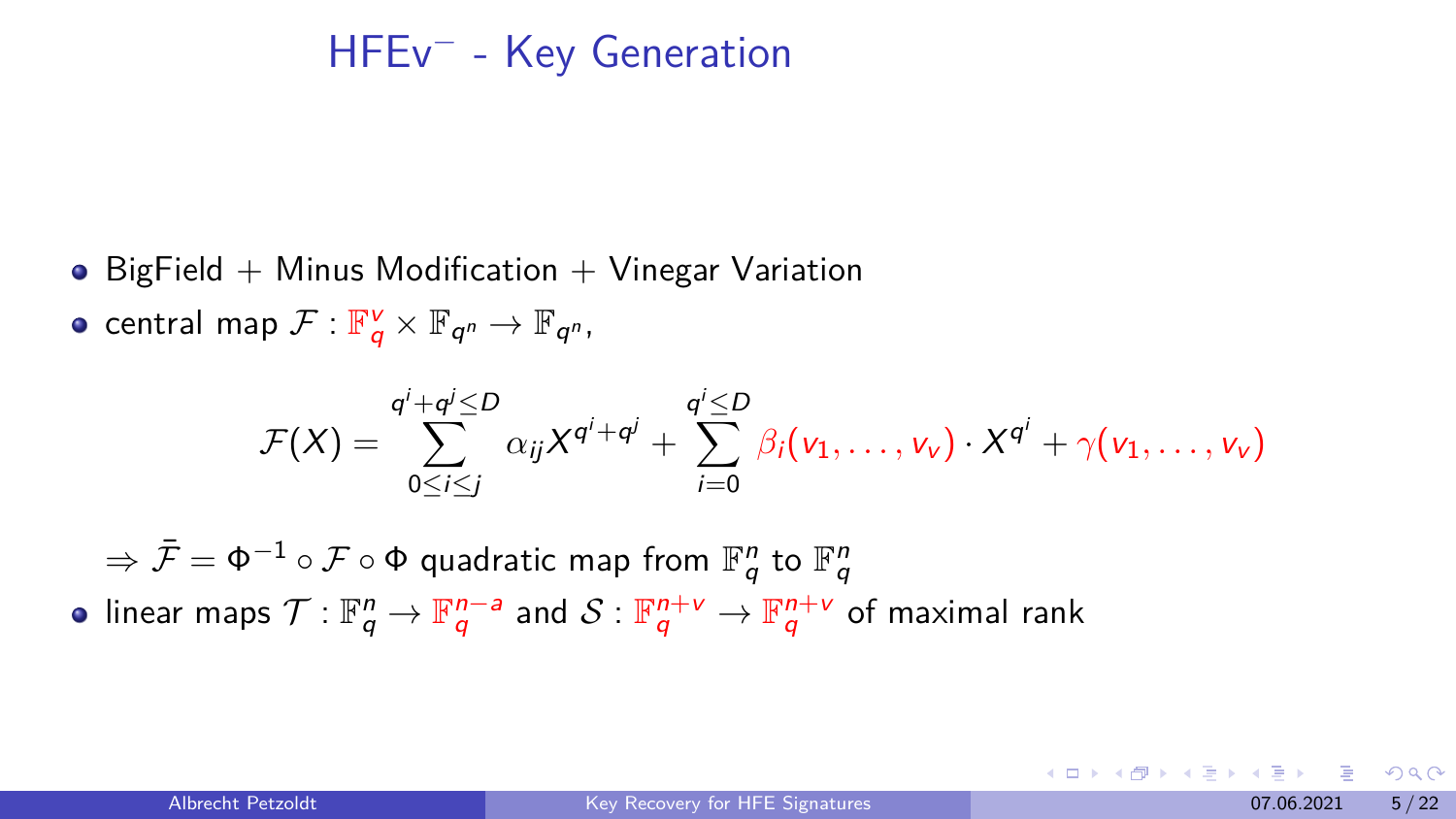# HFEv$^-$ - Key Generation

- BigField + Minus Modification + Vinegar Variation
- central map $\mathcal{F} : \mathbb{F}_q^v \times \mathbb{F}_{q^n} \to \mathbb{F}_{q^n}$,

$$\mathcal{F}(X) = \sum_{0 \le i \le j}^{q^i + q^j \le D} \alpha_{ij} X^{q^i + q^j} + \sum_{i=0}^{q^i \le D} \beta_i(v_1, \ldots, v_v) \cdot X^{q^i} + \gamma(v_1, \ldots, v_v)$$

$\Rightarrow \bar{\mathcal{F}} = \Phi^{-1} \circ \mathcal{F} \circ \Phi$ quadratic map from $\mathbb{F}_q^n$ to $\mathbb{F}_q^n$

- linear maps $\mathcal{T} : \mathbb{F}_q^n \to \mathbb{F}_q^{n-a}$ and $\mathcal{S} : \mathbb{F}_q^{n+v} \to \mathbb{F}_q^{n+v}$ of maximal rank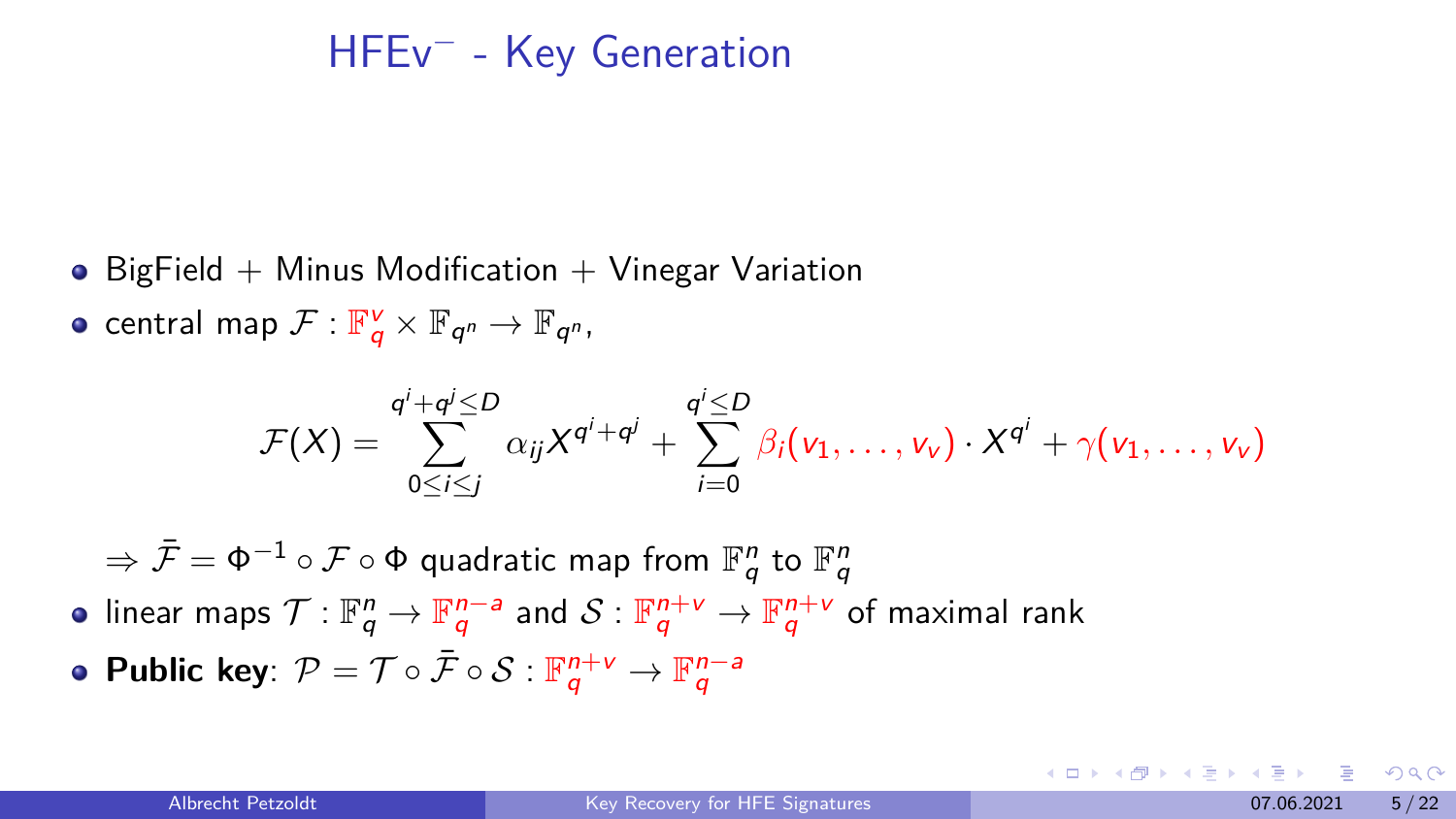# HFEv$^-$ - Key Generation

- BigField + Minus Modification + Vinegar Variation
- central map $\mathcal{F} : \mathbb{F}_q^v \times \mathbb{F}_{q^n} \to \mathbb{F}_{q^n}$,

$$\mathcal{F}(X) = \sum_{0 \le i \le j}^{q^i + q^j \le D} \alpha_{ij} X^{q^i + q^j} + \sum_{i=0}^{q^i \le D} \beta_i(v_1, \ldots, v_v) \cdot X^{q^i} + \gamma(v_1, \ldots, v_v)$$

$\Rightarrow \bar{\mathcal{F}} = \Phi^{-1} \circ \mathcal{F} \circ \Phi$ quadratic map from $\mathbb{F}_q^n$ to $\mathbb{F}_q^n$

- linear maps $\mathcal{T} : \mathbb{F}_q^n \to \mathbb{F}_q^{n-a}$ and $\mathcal{S} : \mathbb{F}_q^{n+v} \to \mathbb{F}_q^{n+v}$ of maximal rank
- **Public key**: $\mathcal{P} = \mathcal{T} \circ \bar{\mathcal{F}} \circ \mathcal{S} : \mathbb{F}_q^{n+v} \to \mathbb{F}_q^{n-a}$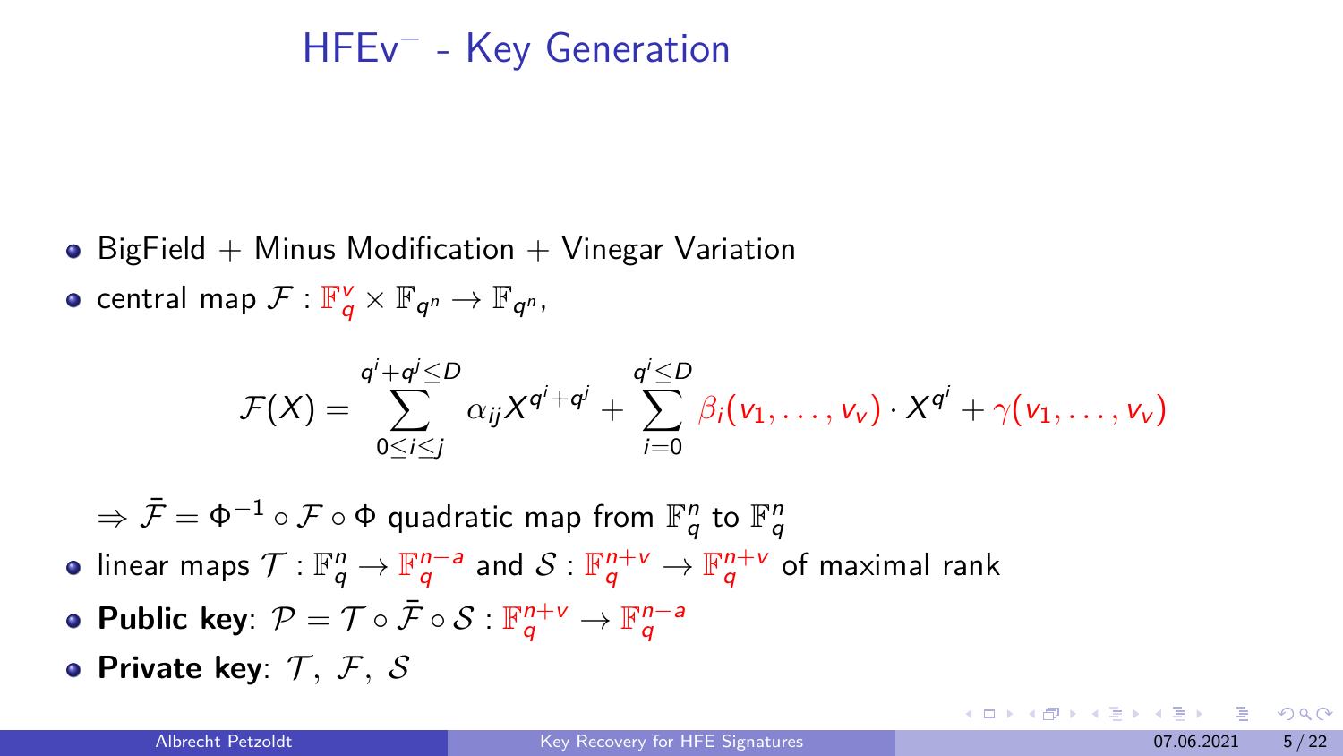# HFEv⁻ - Key Generation

- BigField + Minus Modification + Vinegar Variation
- central map $\mathcal{F} : \mathbb{F}_q^v \times \mathbb{F}_{q^n} \to \mathbb{F}_{q^n}$,

$$\mathcal{F}(X) = \sum_{0 \le i \le j}^{q^i + q^j \le D} \alpha_{ij} X^{q^i + q^j} + \sum_{i=0}^{q^i \le D} \beta_i(v_1, \ldots, v_v) \cdot X^{q^i} + \gamma(v_1, \ldots, v_v)$$

$\Rightarrow \bar{\mathcal{F}} = \Phi^{-1} \circ \mathcal{F} \circ \Phi$ quadratic map from $\mathbb{F}_q^n$ to $\mathbb{F}_q^n$

- linear maps $\mathcal{T} : \mathbb{F}_q^n \to \mathbb{F}_q^{n-a}$ and $\mathcal{S} : \mathbb{F}_q^{n+v} \to \mathbb{F}_q^{n+v}$ of maximal rank
- **Public key**: $\mathcal{P} = \mathcal{T} \circ \bar{\mathcal{F}} \circ \mathcal{S} : \mathbb{F}_q^{n+v} \to \mathbb{F}_q^{n-a}$
- **Private key**: $\mathcal{T}, \ \mathcal{F}, \ \mathcal{S}$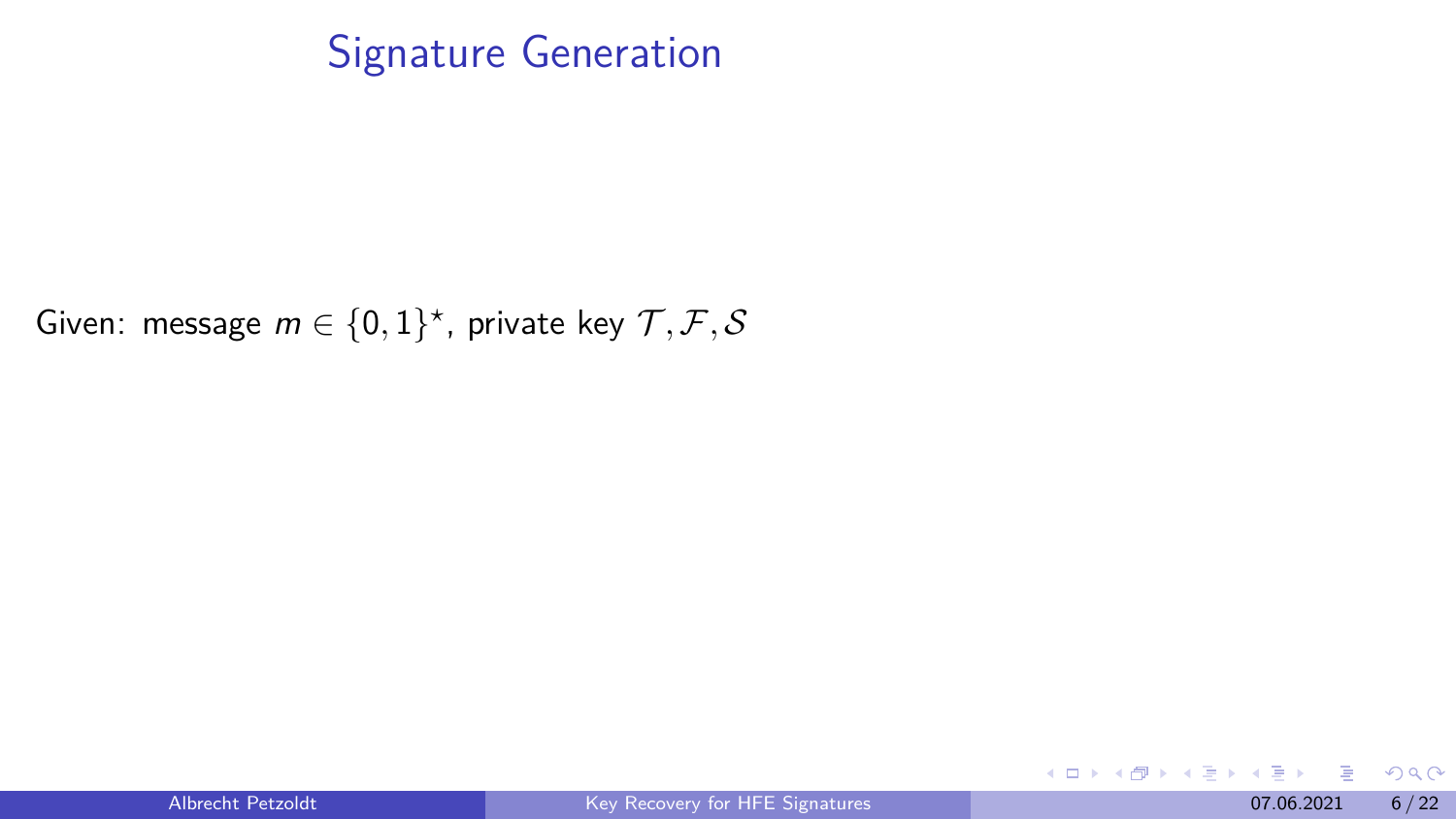# Signature Generation

Given: message $m \in \{0,1\}^\star$, private key $\mathcal{T}, \mathcal{F}, \mathcal{S}$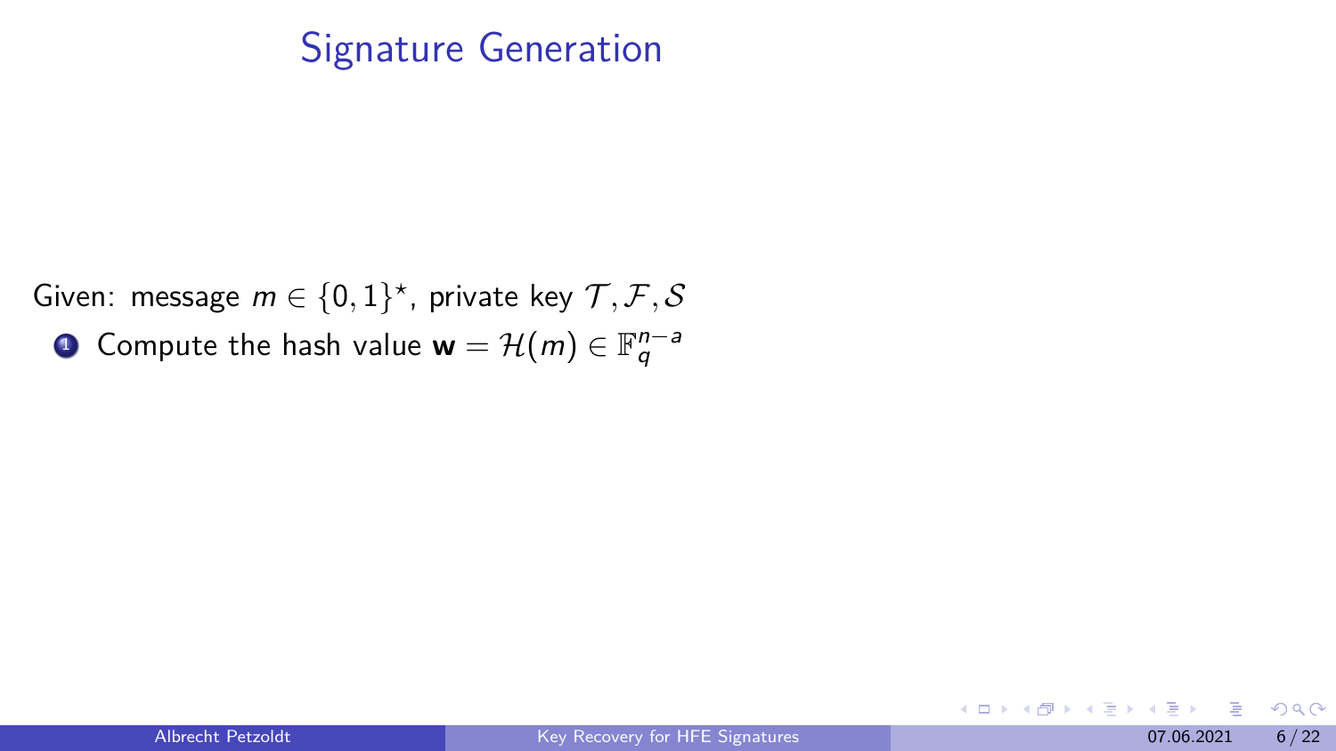# Signature Generation

Given: message $m \in \{0,1\}^\star$, private key $\mathcal{T}, \mathcal{F}, \mathcal{S}$

1. Compute the hash value $\mathbf{w} = \mathcal{H}(m) \in \mathbb{F}_q^{n-a}$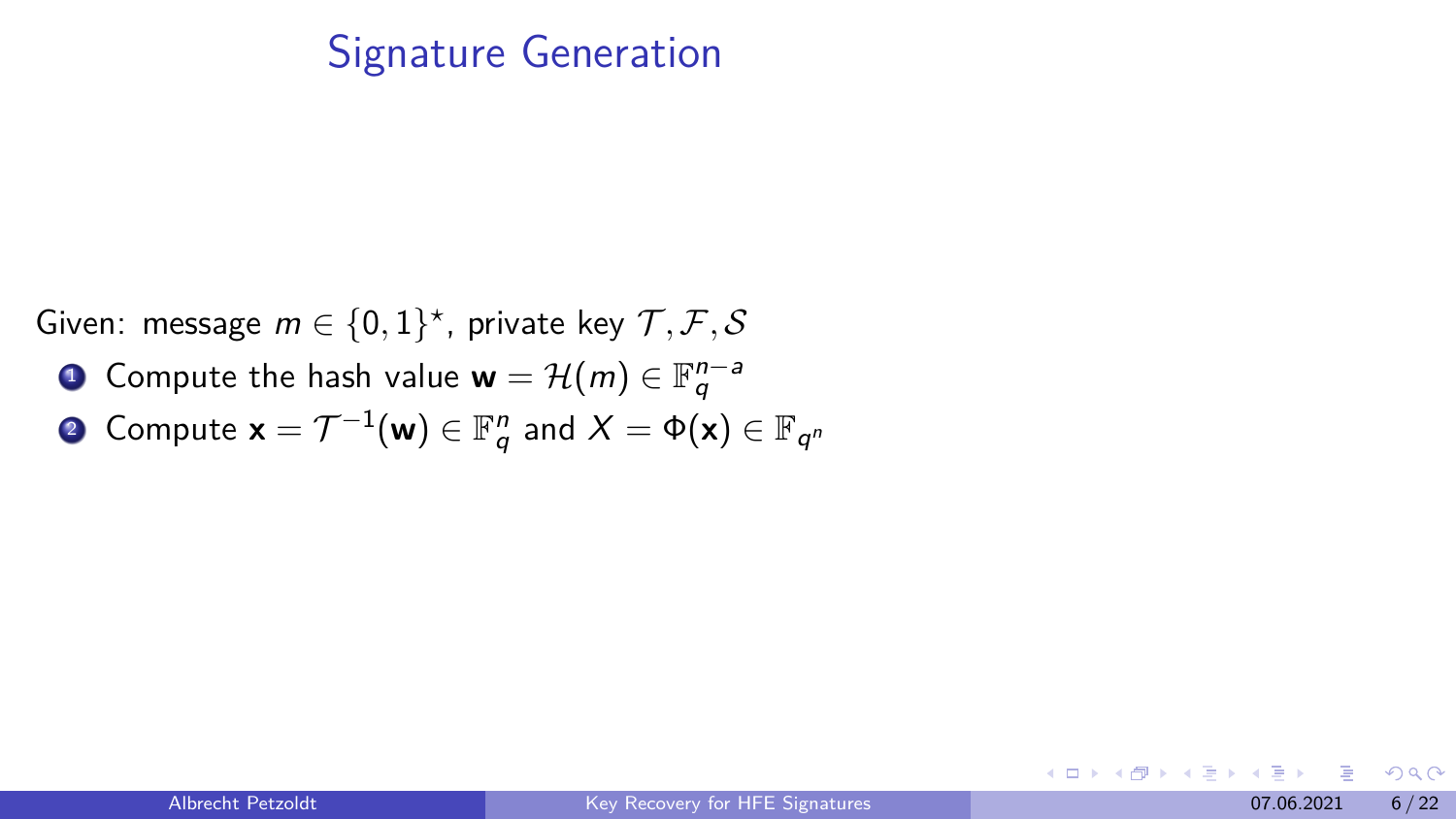# Signature Generation

Given: message $m \in \{0,1\}^\star$, private key $\mathcal{T}, \mathcal{F}, \mathcal{S}$

1. Compute the hash value $\mathbf{w} = \mathcal{H}(m) \in \mathbb{F}_q^{n-a}$
2. Compute $\mathbf{x} = \mathcal{T}^{-1}(\mathbf{w}) \in \mathbb{F}_q^n$ and $X = \Phi(\mathbf{x}) \in \mathbb{F}_{q^n}$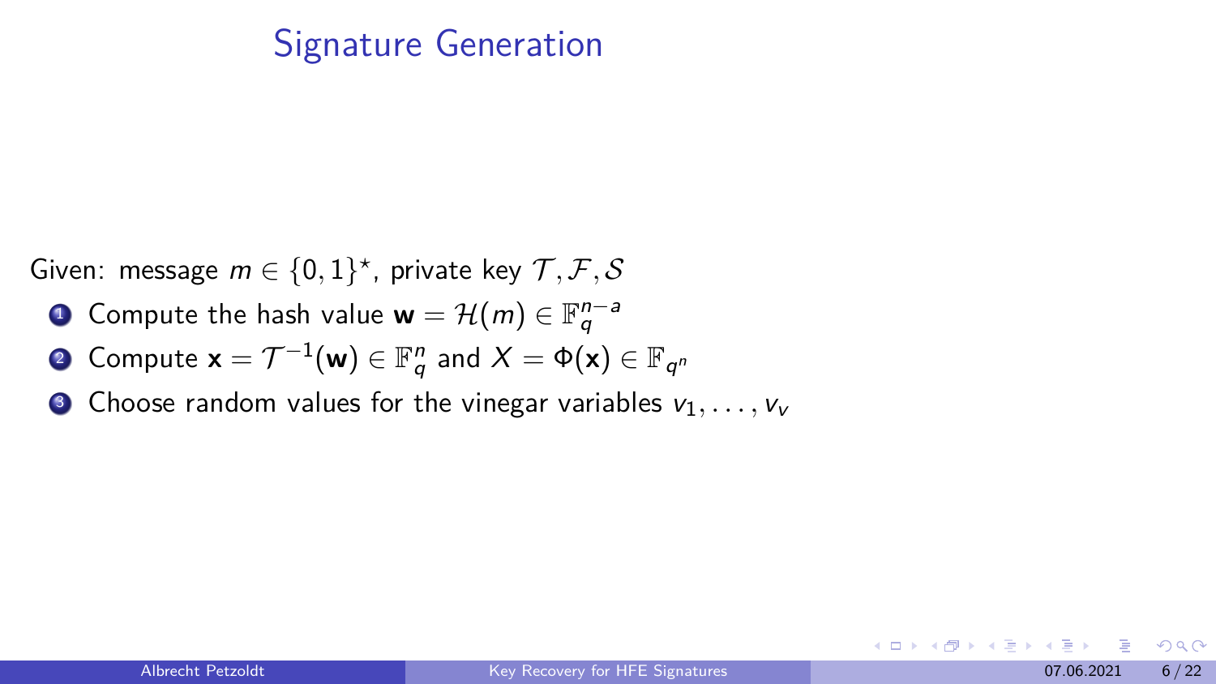# Signature Generation

Given: message $m \in \{0,1\}^\star$, private key $\mathcal{T}, \mathcal{F}, \mathcal{S}$

1. Compute the hash value $\mathbf{w} = \mathcal{H}(m) \in \mathbb{F}_q^{n-a}$
2. Compute $\mathbf{x} = \mathcal{T}^{-1}(\mathbf{w}) \in \mathbb{F}_q^n$ and $X = \Phi(\mathbf{x}) \in \mathbb{F}_{q^n}$
3. Choose random values for the vinegar variables $v_1, \ldots, v_v$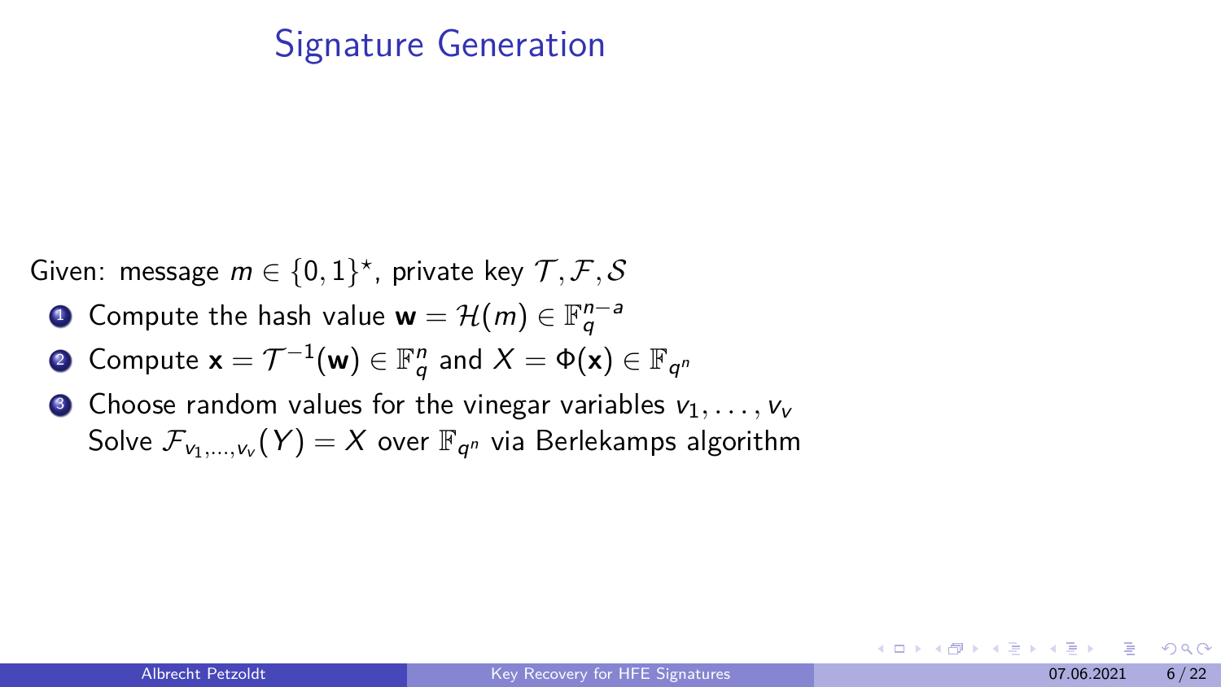## Signature Generation

Given: message $m \in \{0,1\}^\star$, private key $\mathcal{T}, \mathcal{F}, \mathcal{S}$

1. Compute the hash value $\mathbf{w} = \mathcal{H}(m) \in \mathbb{F}_q^{n-a}$
2. Compute $\mathbf{x} = \mathcal{T}^{-1}(\mathbf{w}) \in \mathbb{F}_q^n$ and $X = \Phi(\mathbf{x}) \in \mathbb{F}_{q^n}$
3. Choose random values for the vinegar variables $v_1, \ldots, v_v$
   Solve $\mathcal{F}_{v_1,\ldots,v_v}(Y) = X$ over $\mathbb{F}_{q^n}$ via Berlekamps algorithm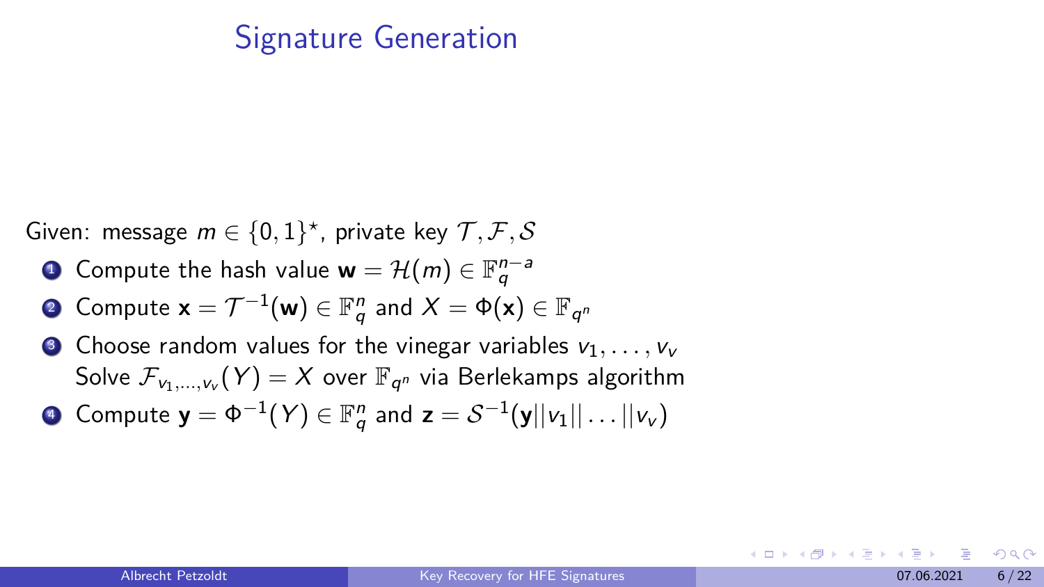# Signature Generation

Given: message $m \in \{0,1\}^\star$, private key $\mathcal{T}, \mathcal{F}, \mathcal{S}$

1. Compute the hash value $\mathbf{w} = \mathcal{H}(m) \in \mathbb{F}_q^{n-a}$
2. Compute $\mathbf{x} = \mathcal{T}^{-1}(\mathbf{w}) \in \mathbb{F}_q^n$ and $X = \Phi(\mathbf{x}) \in \mathbb{F}_{q^n}$
3. Choose random values for the vinegar variables $v_1, \ldots, v_v$
   Solve $\mathcal{F}_{v_1,\ldots,v_v}(Y) = X$ over $\mathbb{F}_{q^n}$ via Berlekamps algorithm
4. Compute $\mathbf{y} = \Phi^{-1}(Y) \in \mathbb{F}_q^n$ and $\mathbf{z} = \mathcal{S}^{-1}(\mathbf{y}||v_1||\ldots||v_v)$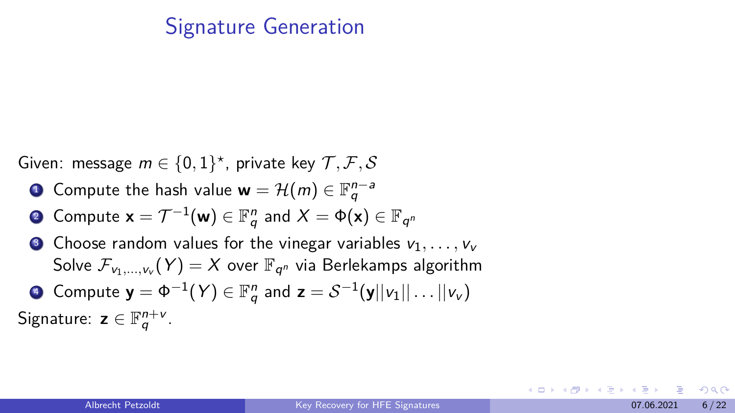## Signature Generation

Given: message $m \in \{0,1\}^\star$, private key $\mathcal{T}, \mathcal{F}, \mathcal{S}$

1. Compute the hash value $\mathbf{w} = \mathcal{H}(m) \in \mathbb{F}_q^{n-a}$
2. Compute $\mathbf{x} = \mathcal{T}^{-1}(\mathbf{w}) \in \mathbb{F}_q^n$ and $X = \Phi(\mathbf{x}) \in \mathbb{F}_{q^n}$
3. Choose random values for the vinegar variables $v_1, \ldots, v_v$
   Solve $\mathcal{F}_{v_1,\ldots,v_v}(Y) = X$ over $\mathbb{F}_{q^n}$ via Berlekamps algorithm
4. Compute $\mathbf{y} = \Phi^{-1}(Y) \in \mathbb{F}_q^n$ and $\mathbf{z} = \mathcal{S}^{-1}(\mathbf{y}||v_1||\ldots||v_v)$

Signature: $\mathbf{z} \in \mathbb{F}_q^{n+v}$.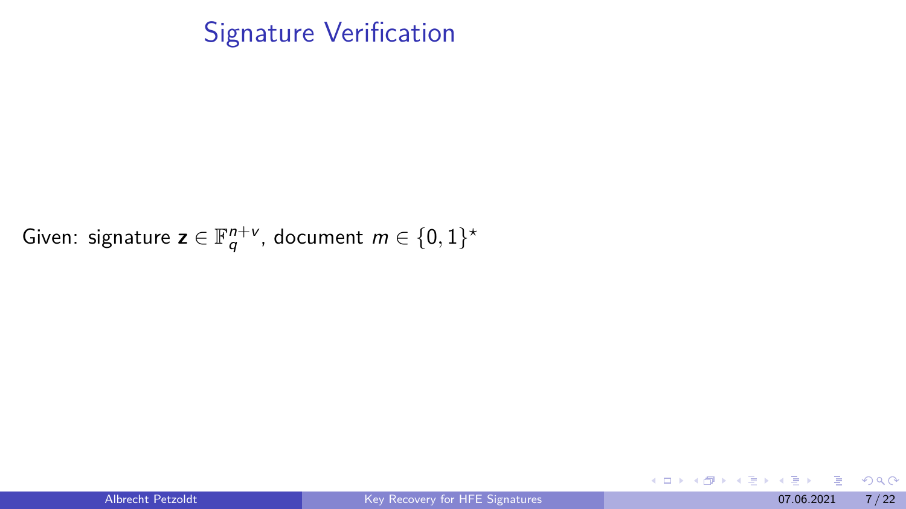# Signature Verification

Given: signature $\mathbf{z} \in \mathbb{F}_q^{n+v}$, document $m \in \{0,1\}^\star$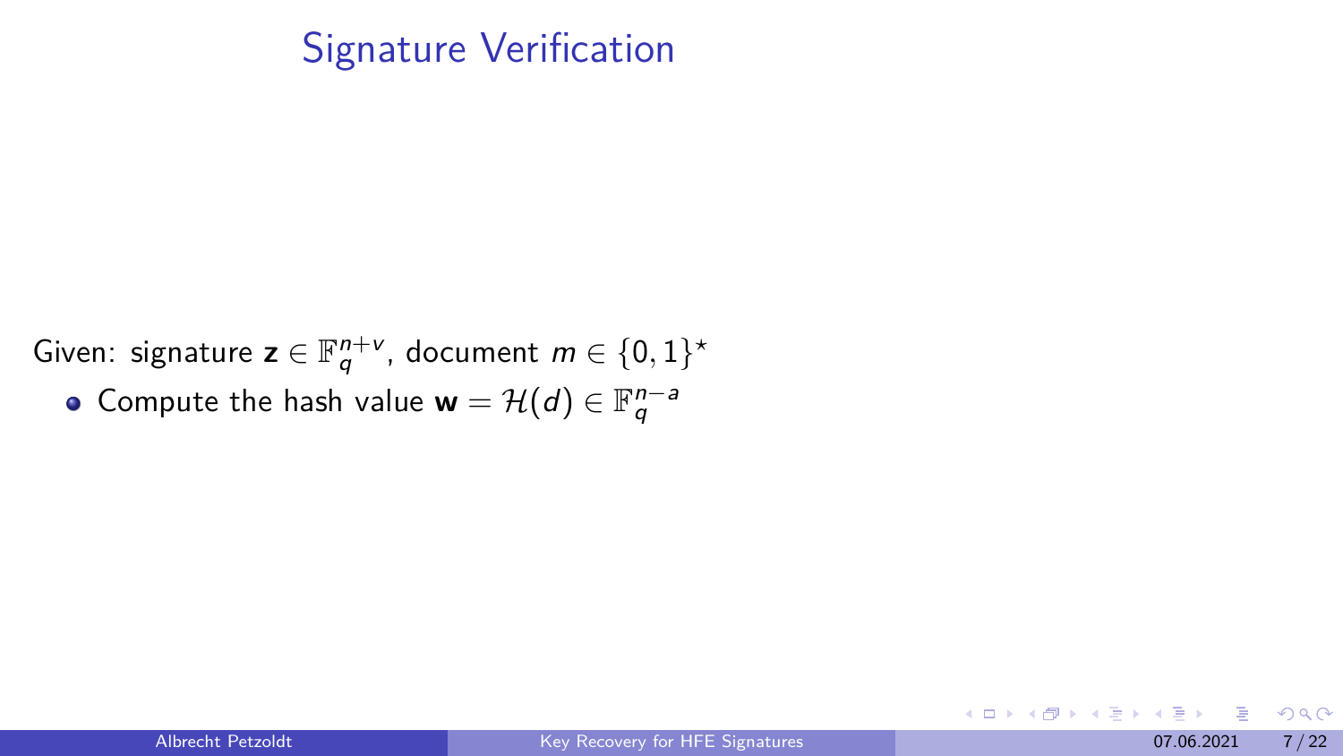# Signature Verification

Given: signature $\mathbf{z} \in \mathbb{F}_q^{n+v}$, document $m \in \{0,1\}^\star$

- Compute the hash value $\mathbf{w} = \mathcal{H}(d) \in \mathbb{F}_q^{n-a}$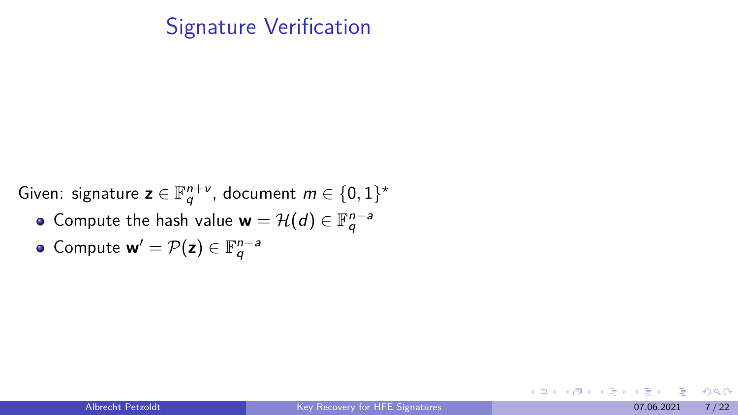# Signature Verification

Given: signature $\mathbf{z} \in \mathbb{F}_q^{n+v}$, document $m \in \{0,1\}^\star$

- Compute the hash value $\mathbf{w} = \mathcal{H}(d) \in \mathbb{F}_q^{n-a}$
- Compute $\mathbf{w}' = \mathcal{P}(\mathbf{z}) \in \mathbb{F}_q^{n-a}$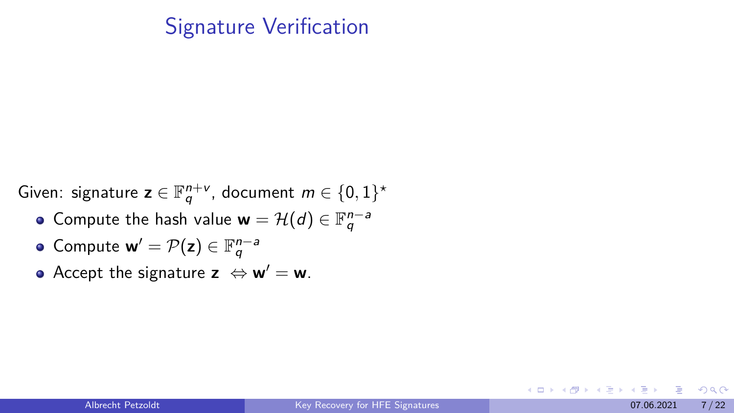# Signature Verification

Given: signature $\mathbf{z} \in \mathbb{F}_q^{n+v}$, document $m \in \{0,1\}^\star$

- Compute the hash value $\mathbf{w} = \mathcal{H}(d) \in \mathbb{F}_q^{n-a}$
- Compute $\mathbf{w}' = \mathcal{P}(\mathbf{z}) \in \mathbb{F}_q^{n-a}$
- Accept the signature $\mathbf{z} \Leftrightarrow \mathbf{w}' = \mathbf{w}$.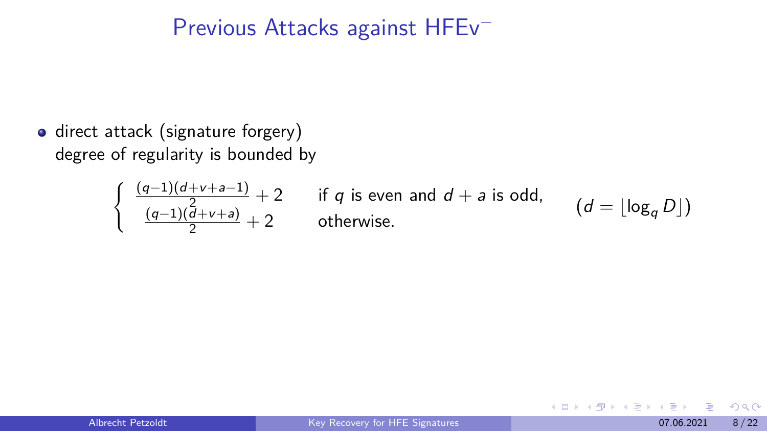# Previous Attacks against HFEv$^-$

- direct attack (signature forgery)
  degree of regularity is bounded by

$$\begin{cases} \frac{(q-1)(d+v+a-1)}{2} + 2 & \text{if } q \text{ is even and } d+a \text{ is odd,} \\ \frac{(q-1)(d+v+a)}{2} + 2 & \text{otherwise.} \end{cases} \qquad (d = \lfloor \log_q D \rfloor)$$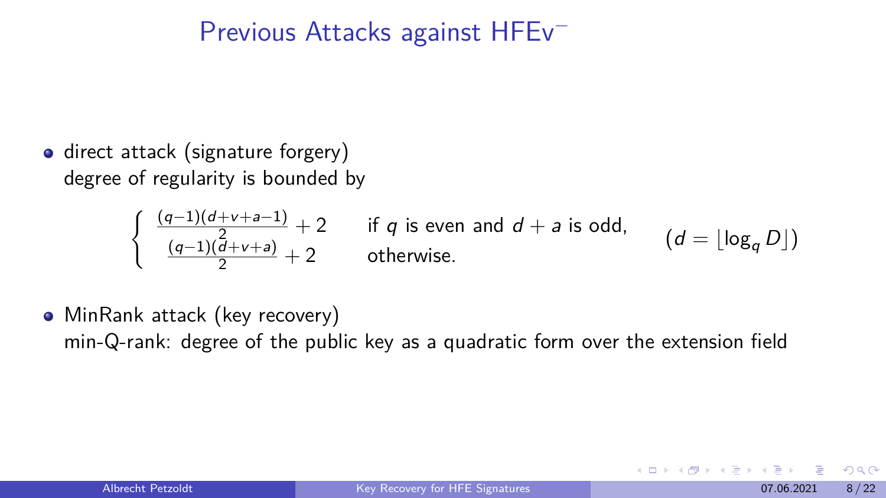# Previous Attacks against HFEv$^-$

- direct attack (signature forgery)
  degree of regularity is bounded by

$$
\begin{cases} \frac{(q-1)(d+v+a-1)}{2} + 2 & \text{if } q \text{ is even and } d+a \text{ is odd,} \\ \frac{(q-1)(d+v+a)}{2} + 2 & \text{otherwise.} \end{cases} \qquad (d = \lfloor \log_q D \rfloor)
$$

- MinRank attack (key recovery)
  min-Q-rank: degree of the public key as a quadratic form over the extension field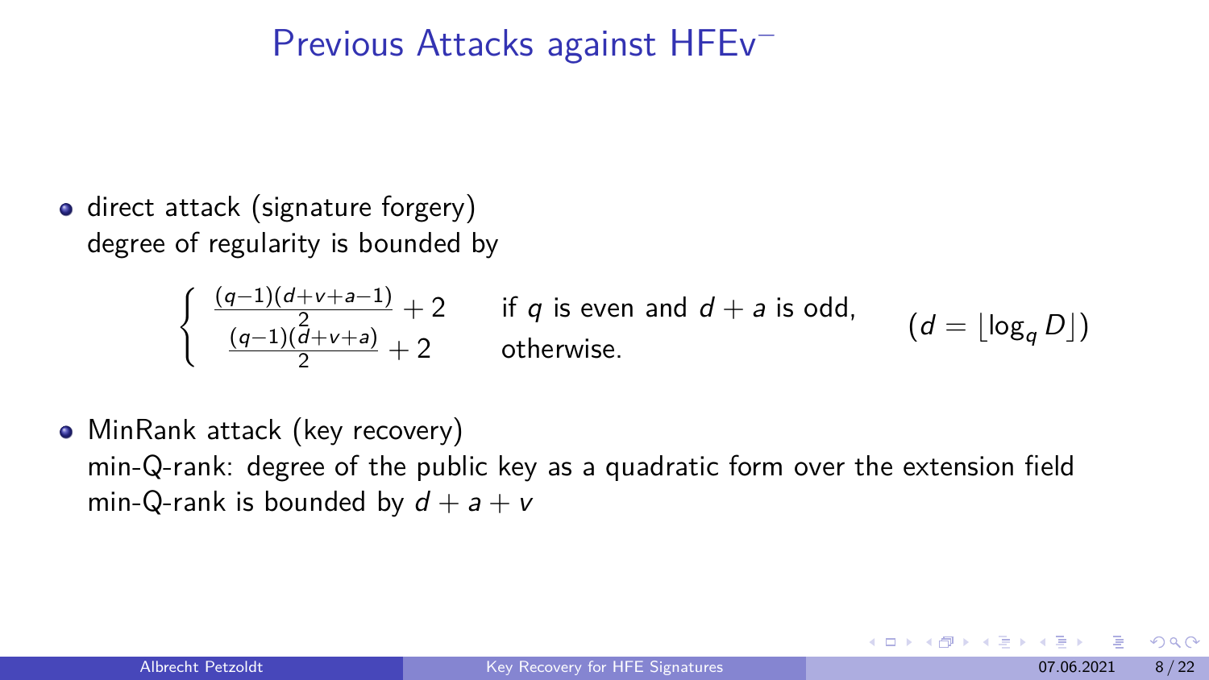# Previous Attacks against HFEv$^-$

- direct attack (signature forgery)
  degree of regularity is bounded by

$$\begin{cases} \frac{(q-1)(d+v+a-1)}{2} + 2 & \text{if } q \text{ is even and } d+a \text{ is odd,} \\ \frac{(q-1)(d+v+a)}{2} + 2 & \text{otherwise.} \end{cases} \qquad (d = \lfloor \log_q D \rfloor)$$

- MinRank attack (key recovery)
  min-Q-rank: degree of the public key as a quadratic form over the extension field
  min-Q-rank is bounded by $d + a + v$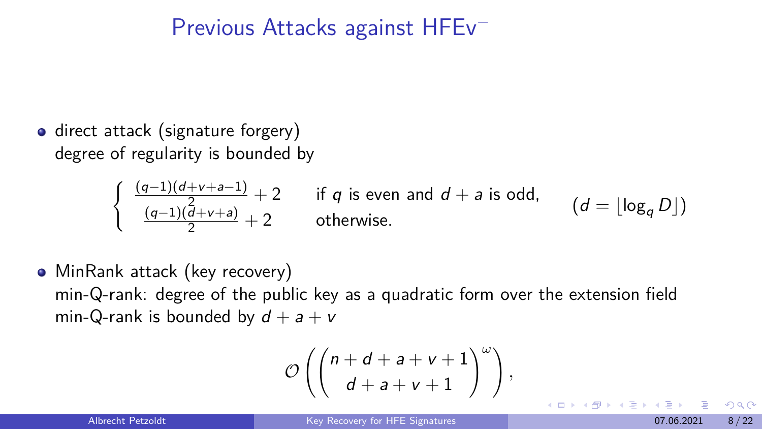# Previous Attacks against HFEv$^-$

- direct attack (signature forgery)
  degree of regularity is bounded by

$$\begin{cases} \frac{(q-1)(d+v+a-1)}{2} + 2 & \text{if } q \text{ is even and } d+a \text{ is odd,} \\ \frac{(q-1)(d+v+a)}{2} + 2 & \text{otherwise.} \end{cases} \qquad (d = \lfloor \log_q D \rfloor)$$

- MinRank attack (key recovery)
  min-Q-rank: degree of the public key as a quadratic form over the extension field
  min-Q-rank is bounded by $d + a + v$

$$\mathcal{O}\left( \binom{n+d+a+v+1}{d+a+v+1}^{\omega} \right),$$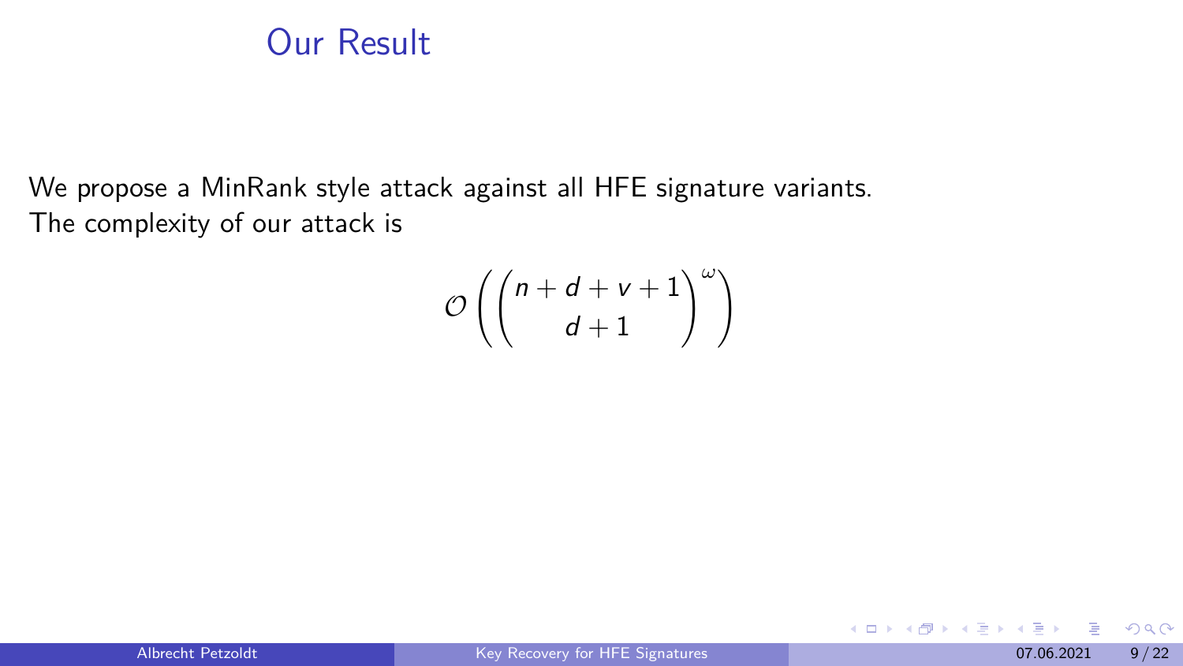# Our Result

We propose a MinRank style attack against all HFE signature variants.
The complexity of our attack is

$$\mathcal{O}\left(\binom{n+d+v+1}{d+1}^{\omega}\right)$$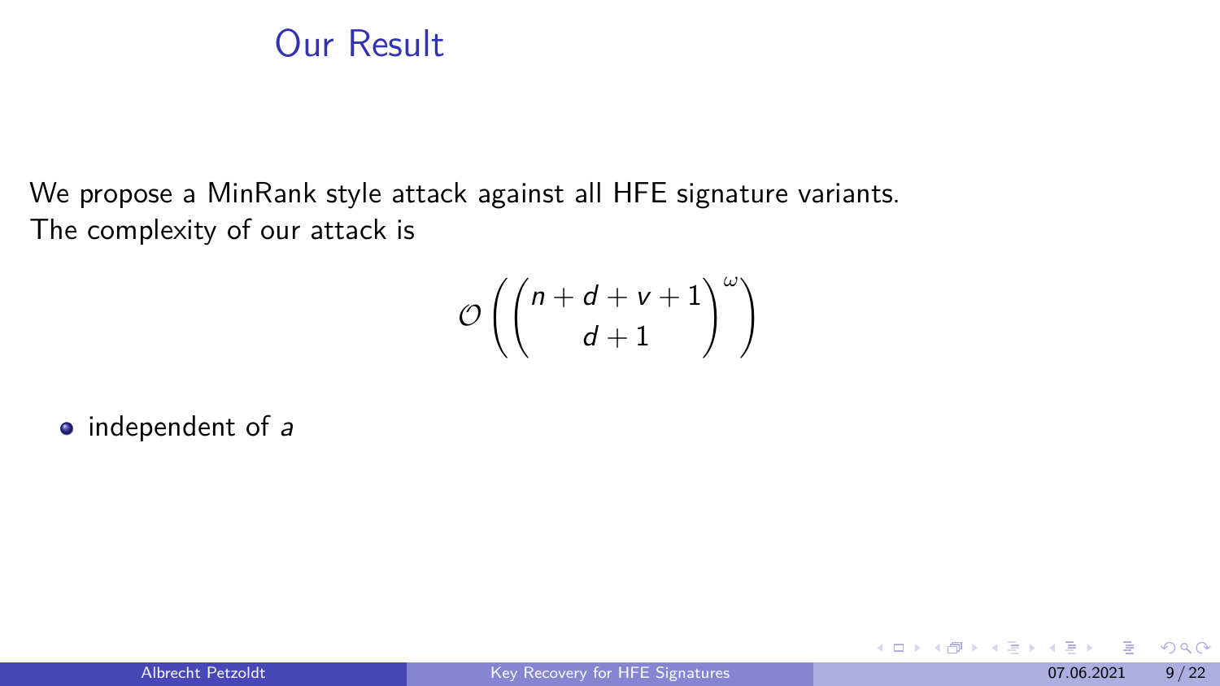# Our Result

We propose a MinRank style attack against all HFE signature variants.
The complexity of our attack is

$$\mathcal{O}\left(\binom{n+d+v+1}{d+1}^{\omega}\right)$$

- independent of $a$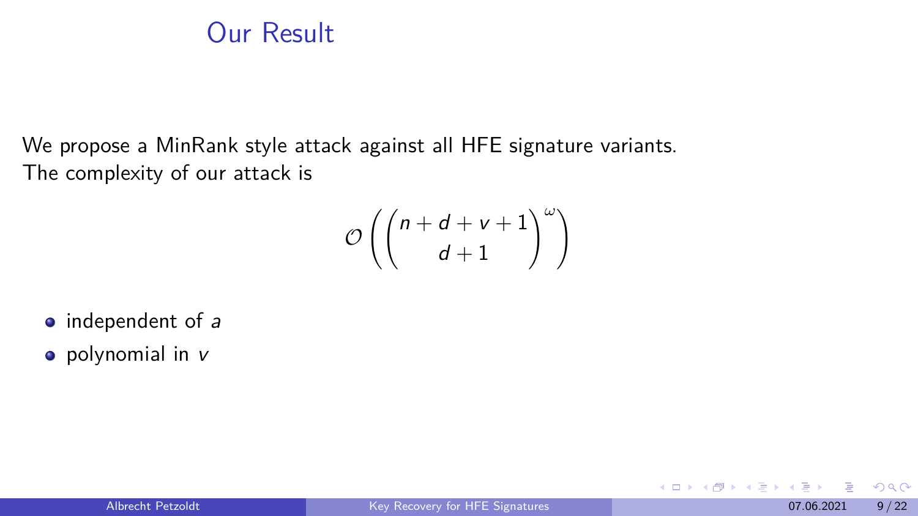# Our Result

We propose a MinRank style attack against all HFE signature variants.
The complexity of our attack is

$$\mathcal{O}\left(\binom{n+d+v+1}{d+1}^{\omega}\right)$$

- independent of $a$
- polynomial in $v$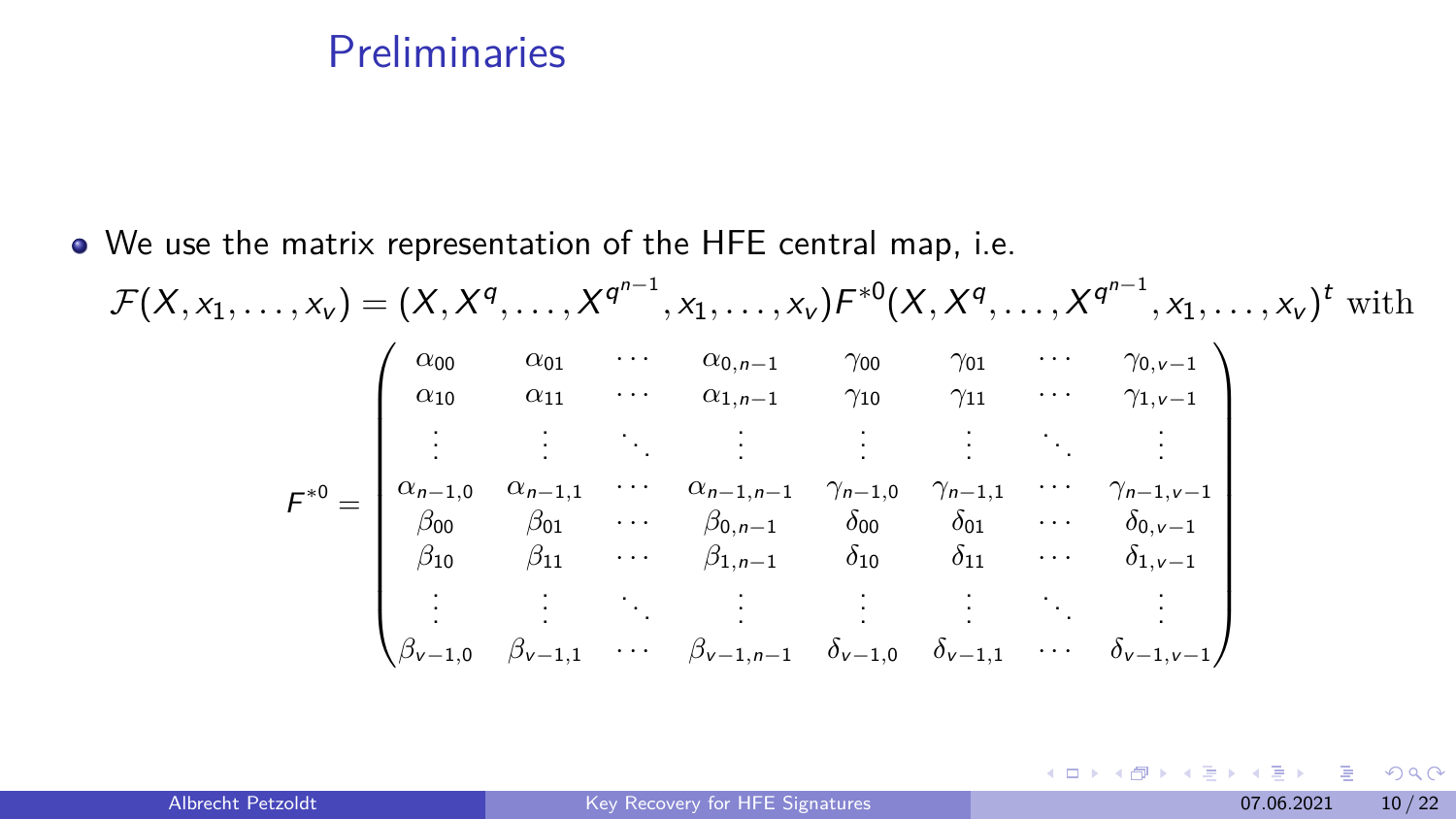## Preliminaries

- We use the matrix representation of the HFE central map, i.e.

$$\mathcal{F}(X, x_1, \ldots, x_v) = (X, X^q, \ldots, X^{q^{n-1}}, x_1, \ldots, x_v) F^{*0} (X, X^q, \ldots, X^{q^{n-1}}, x_1, \ldots, x_v)^t \text{ with}$$

$$F^{*0} = \begin{pmatrix}
\alpha_{00} & \alpha_{01} & \cdots & \alpha_{0,n-1} & \gamma_{00} & \gamma_{01} & \cdots & \gamma_{0,v-1} \\
\alpha_{10} & \alpha_{11} & \cdots & \alpha_{1,n-1} & \gamma_{10} & \gamma_{11} & \cdots & \gamma_{1,v-1} \\
\vdots & \vdots & \ddots & \vdots & \vdots & \vdots & \ddots & \vdots \\
\alpha_{n-1,0} & \alpha_{n-1,1} & \cdots & \alpha_{n-1,n-1} & \gamma_{n-1,0} & \gamma_{n-1,1} & \cdots & \gamma_{n-1,v-1} \\
\beta_{00} & \beta_{01} & \cdots & \beta_{0,n-1} & \delta_{00} & \delta_{01} & \cdots & \delta_{0,v-1} \\
\beta_{10} & \beta_{11} & \cdots & \beta_{1,n-1} & \delta_{10} & \delta_{11} & \cdots & \delta_{1,v-1} \\
\vdots & \vdots & \ddots & \vdots & \vdots & \vdots & \ddots & \vdots \\
\beta_{v-1,0} & \beta_{v-1,1} & \cdots & \beta_{v-1,n-1} & \delta_{v-1,0} & \delta_{v-1,1} & \cdots & \delta_{v-1,v-1}
\end{pmatrix}$$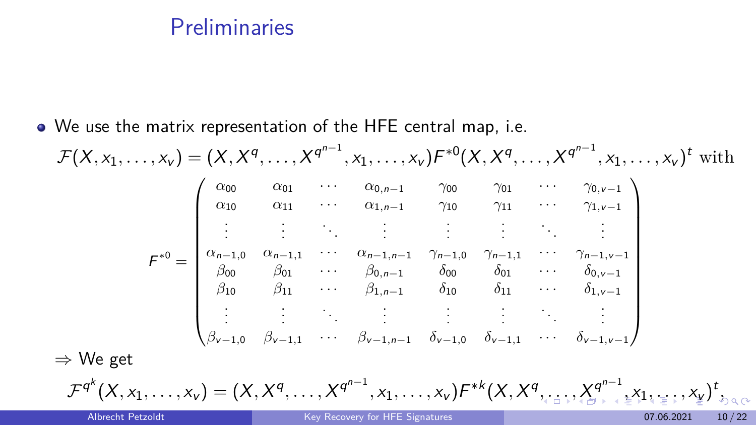# Preliminaries

- We use the matrix representation of the HFE central map, i.e.

$$\mathcal{F}(X, x_1, \dots, x_v) = (X, X^q, \dots, X^{q^{n-1}}, x_1, \dots, x_v) F^{*0} (X, X^q, \dots, X^{q^{n-1}}, x_1, \dots, x_v)^t \text{ with}$$

$$F^{*0} = \begin{pmatrix} \alpha_{00} & \alpha_{01} & \cdots & \alpha_{0,n-1} & \gamma_{00} & \gamma_{01} & \cdots & \gamma_{0,v-1} \\ \alpha_{10} & \alpha_{11} & \cdots & \alpha_{1,n-1} & \gamma_{10} & \gamma_{11} & \cdots & \gamma_{1,v-1} \\ \vdots & \vdots & \ddots & \vdots & \vdots & \vdots & \ddots & \vdots \\ \alpha_{n-1,0} & \alpha_{n-1,1} & \cdots & \alpha_{n-1,n-1} & \gamma_{n-1,0} & \gamma_{n-1,1} & \cdots & \gamma_{n-1,v-1} \\ \beta_{00} & \beta_{01} & \cdots & \beta_{0,n-1} & \delta_{00} & \delta_{01} & \cdots & \delta_{0,v-1} \\ \beta_{10} & \beta_{11} & \cdots & \beta_{1,n-1} & \delta_{10} & \delta_{11} & \cdots & \delta_{1,v-1} \\ \vdots & \vdots & \ddots & \vdots & \vdots & \vdots & \ddots & \vdots \\ \beta_{v-1,0} & \beta_{v-1,1} & \cdots & \beta_{v-1,n-1} & \delta_{v-1,0} & \delta_{v-1,1} & \cdots & \delta_{v-1,v-1} \end{pmatrix}$$

$\Rightarrow$ We get

$$\mathcal{F}^{q^k}(X, x_1, \dots, x_v) = (X, X^q, \dots, X^{q^{n-1}}, x_1, \dots, x_v) F^{*k} (X, X^q, \dots, X^{q^{n-1}}, x_1, \dots, x_v)^t,$$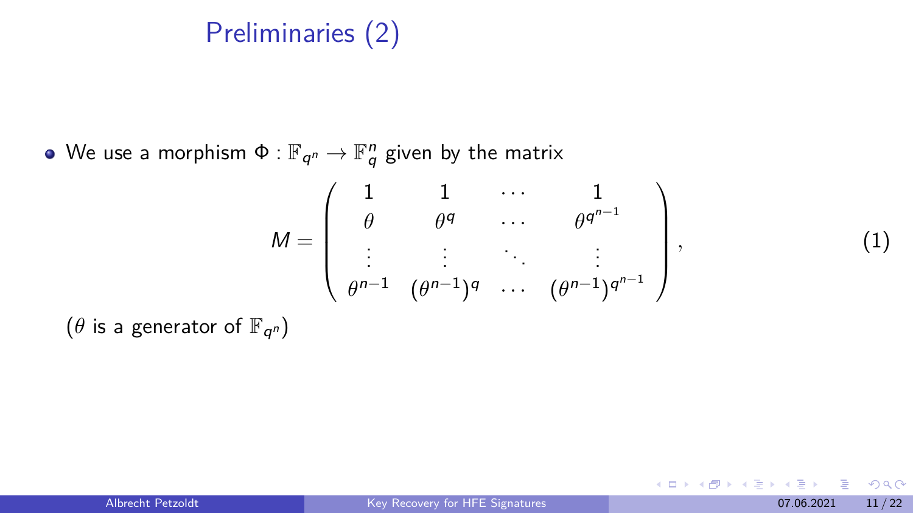# Preliminaries (2)

- We use a morphism $\Phi : \mathbb{F}_{q^n} \to \mathbb{F}_q^n$ given by the matrix

$$M = \begin{pmatrix} 1 & 1 & \cdots & 1 \\ \theta & \theta^q & \cdots & \theta^{q^{n-1}} \\ \vdots & \vdots & \ddots & \vdots \\ \theta^{n-1} & (\theta^{n-1})^q & \cdots & (\theta^{n-1})^{q^{n-1}} \end{pmatrix}, \tag{1}$$

($\theta$ is a generator of $\mathbb{F}_{q^n}$)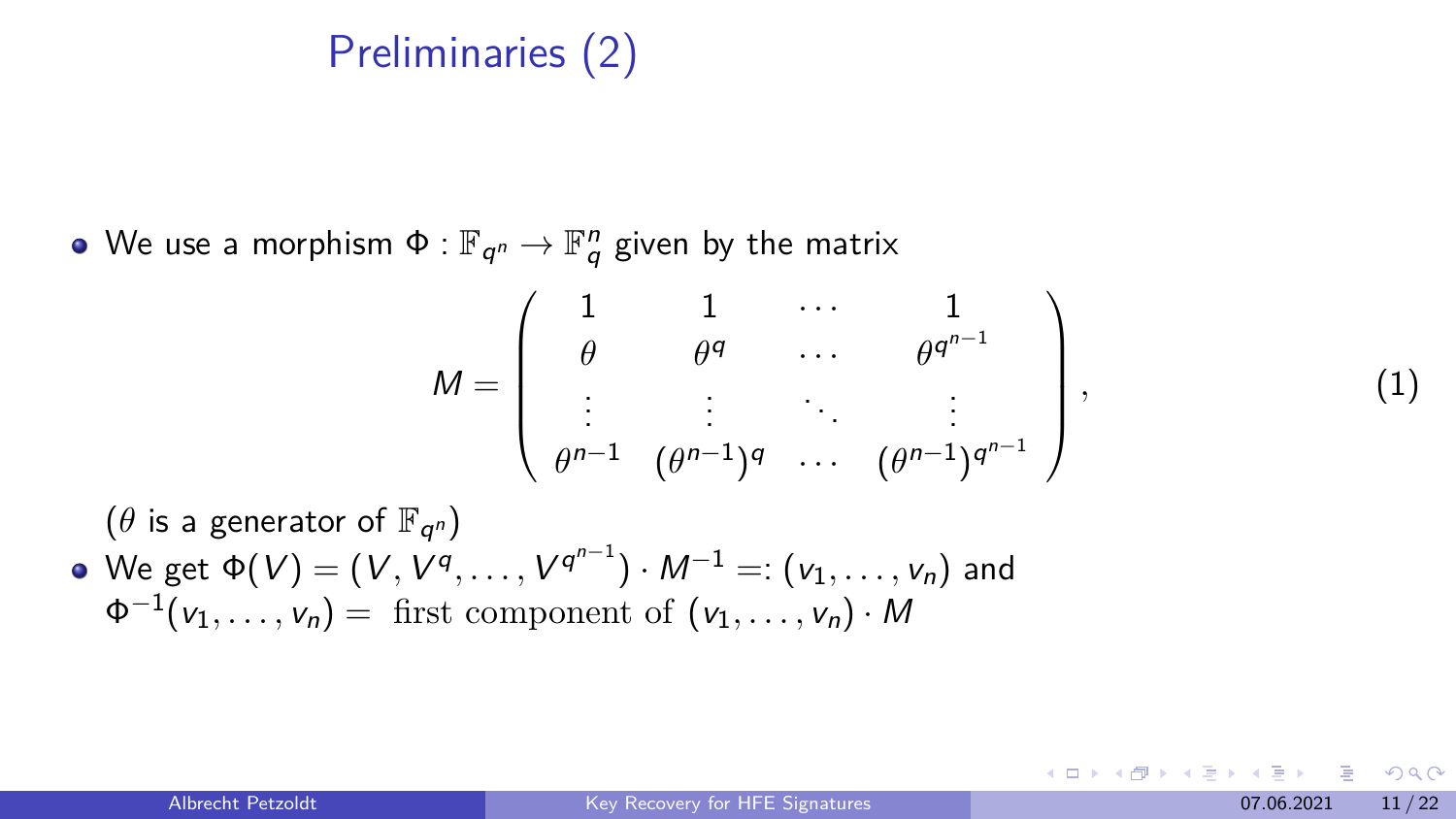# Preliminaries (2)

- We use a morphism $\Phi : \mathbb{F}_{q^n} \rightarrow \mathbb{F}_q^n$ given by the matrix

$$M = \begin{pmatrix} 1 & 1 & \cdots & 1 \\ \theta & \theta^q & \cdots & \theta^{q^{n-1}} \\ \vdots & \vdots & \ddots & \vdots \\ \theta^{n-1} & (\theta^{n-1})^q & \cdots & (\theta^{n-1})^{q^{n-1}} \end{pmatrix}, \tag{1}$$

  ($\theta$ is a generator of $\mathbb{F}_{q^n}$)
- We get $\Phi(V) = (V, V^q, \ldots, V^{q^{n-1}}) \cdot M^{-1} =: (v_1, \ldots, v_n)$ and $\Phi^{-1}(v_1, \ldots, v_n) =$ first component of $(v_1, \ldots, v_n) \cdot M$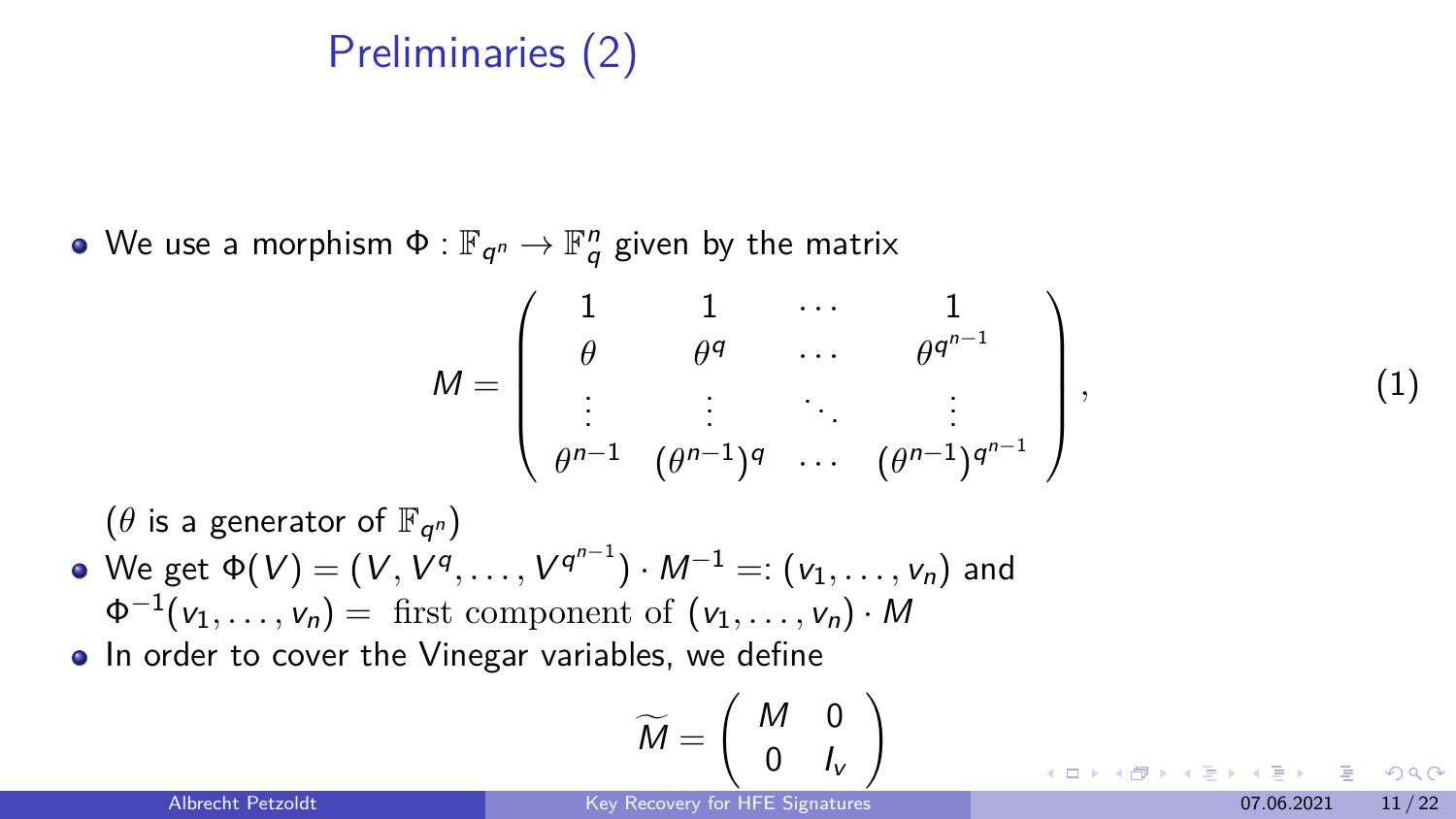# Preliminaries (2)

- We use a morphism $\Phi : \mathbb{F}_{q^n} \rightarrow \mathbb{F}_q^n$ given by the matrix

$$M = \begin{pmatrix} 1 & 1 & \cdots & 1 \\ \theta & \theta^q & \cdots & \theta^{q^{n-1}} \\ \vdots & \vdots & \ddots & \vdots \\ \theta^{n-1} & (\theta^{n-1})^q & \cdots & (\theta^{n-1})^{q^{n-1}} \end{pmatrix}, \qquad (1)$$

  ($\theta$ is a generator of $\mathbb{F}_{q^n}$)

- We get $\Phi(V) = (V, V^q, \ldots, V^{q^{n-1}}) \cdot M^{-1} =: (v_1, \ldots, v_n)$ and $\Phi^{-1}(v_1, \ldots, v_n) =$ first component of $(v_1, \ldots, v_n) \cdot M$
- In order to cover the Vinegar variables, we define

$$\widetilde{M} = \begin{pmatrix} M & 0 \\ 0 & I_v \end{pmatrix}$$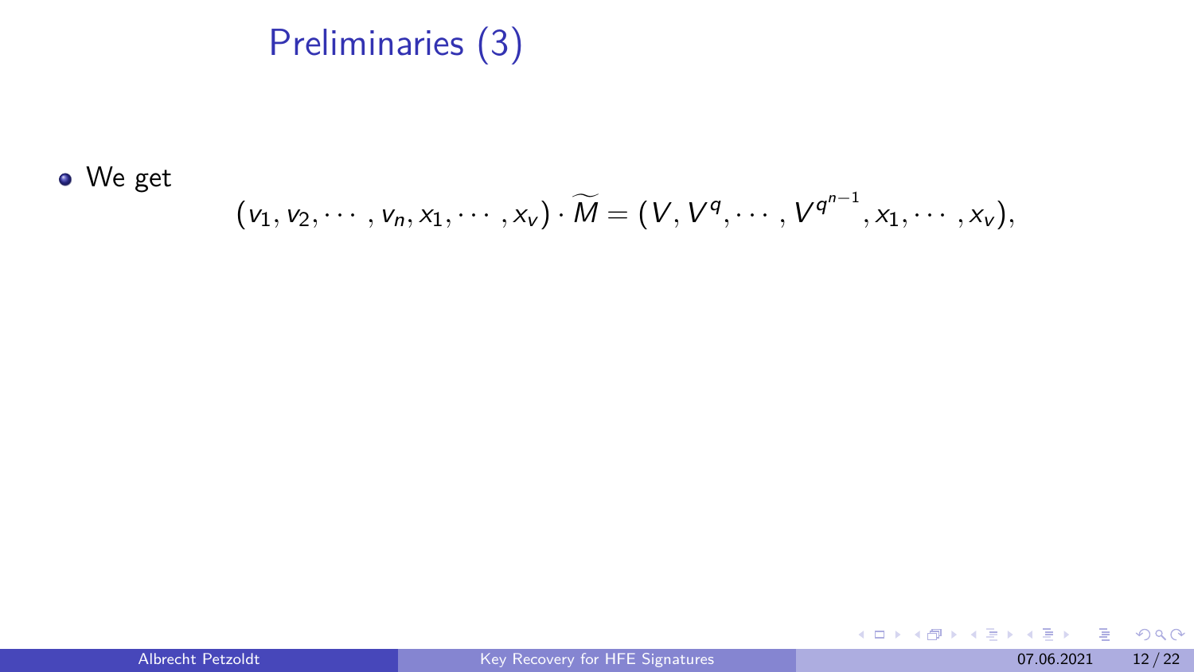# Preliminaries (3)

- We get

$$(v_1, v_2, \cdots, v_n, x_1, \cdots, x_v) \cdot \widetilde{M} = (V, V^q, \cdots, V^{q^{n-1}}, x_1, \cdots, x_v),$$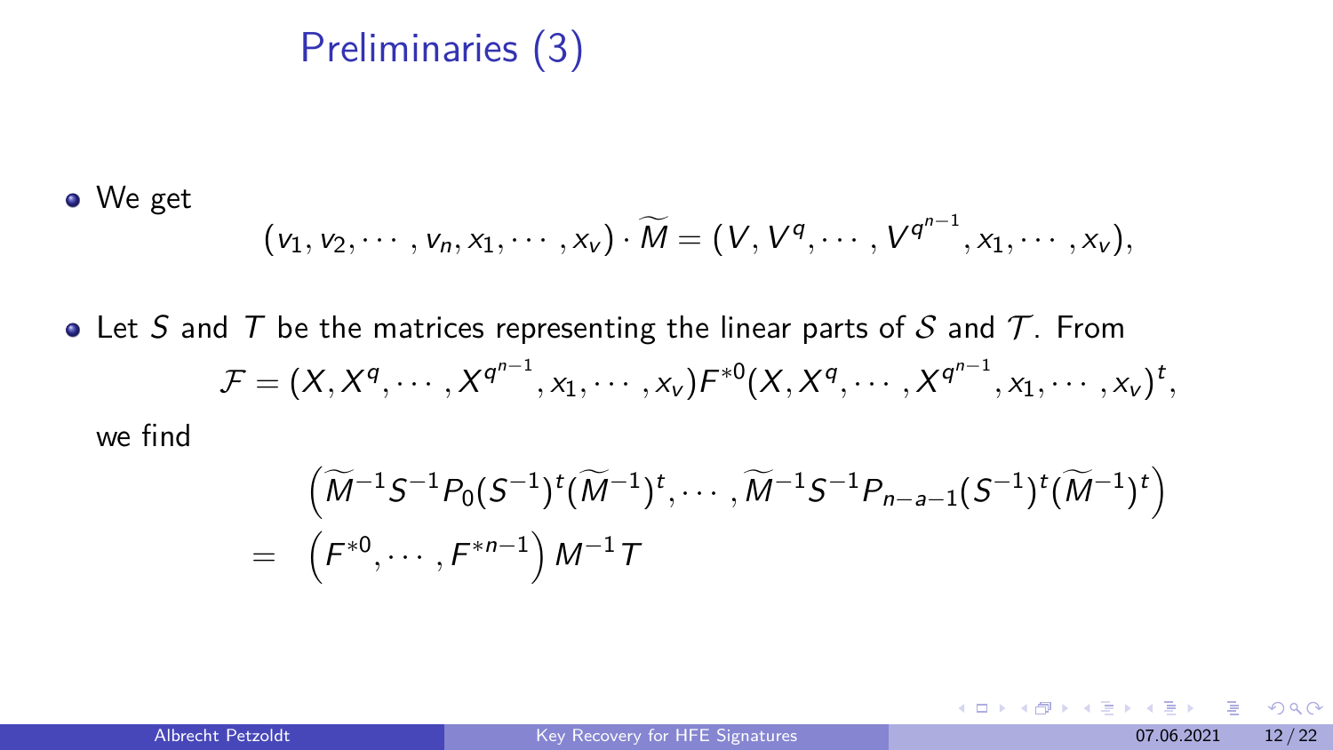# Preliminaries (3)

- We get

$$(v_1, v_2, \cdots, v_n, x_1, \cdots, x_v) \cdot \widetilde{M} = (V, V^q, \cdots, V^{q^{n-1}}, x_1, \cdots, x_v),$$

- Let $S$ and $T$ be the matrices representing the linear parts of $\mathcal{S}$ and $\mathcal{T}$. From

$$\mathcal{F} = (X, X^q, \cdots, X^{q^{n-1}}, x_1, \cdots, x_v) F^{*0} (X, X^q, \cdots, X^{q^{n-1}}, x_1, \cdots, x_v)^t,$$

we find

$$\begin{aligned} & \left( \widetilde{M}^{-1} S^{-1} P_0 (S^{-1})^t (\widetilde{M}^{-1})^t, \cdots, \widetilde{M}^{-1} S^{-1} P_{n-a-1} (S^{-1})^t (\widetilde{M}^{-1})^t \right) \\ = \quad & \left( F^{*0}, \cdots, F^{*n-1} \right) M^{-1} T \end{aligned}$$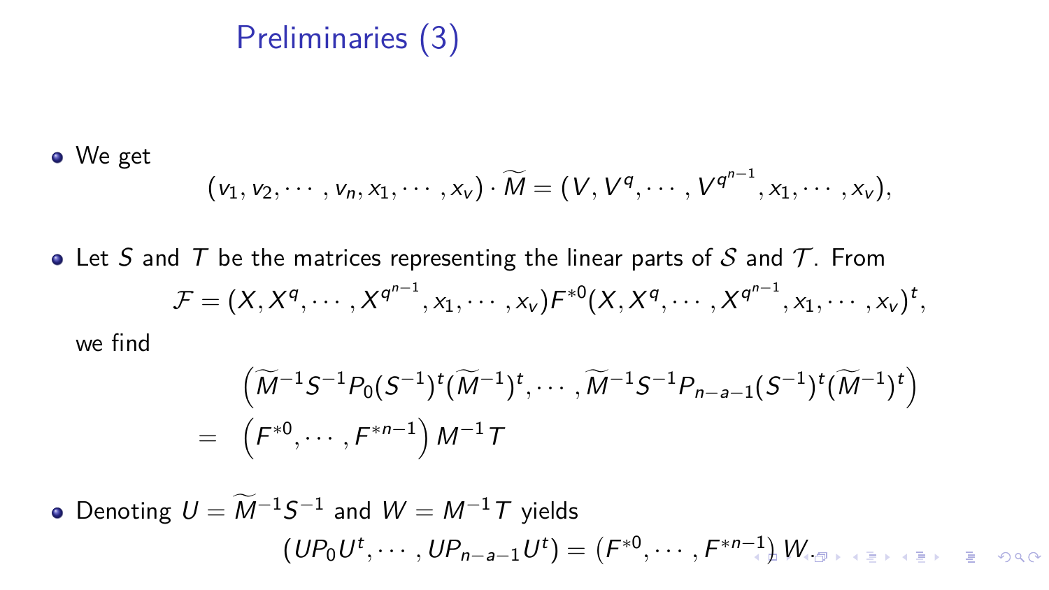# Preliminaries (3)

- We get

$$(v_1, v_2, \cdots, v_n, x_1, \cdots, x_v) \cdot \widetilde{M} = (V, V^q, \cdots, V^{q^{n-1}}, x_1, \cdots, x_v),$$

- Let $S$ and $T$ be the matrices representing the linear parts of $\mathcal{S}$ and $\mathcal{T}$. From

$$\mathcal{F} = (X, X^q, \cdots X^{q^{n-1}}, x_1, \cdots, x_v) F^{*0} (X, X^q, \cdots, X^{q^{n-1}}, x_1, \cdots, x_v)^t,$$

we find

$$\begin{aligned} & \left(\widetilde{M}^{-1} S^{-1} P_0 (S^{-1})^t (\widetilde{M}^{-1})^t, \cdots, \widetilde{M}^{-1} S^{-1} P_{n-a-1} (S^{-1})^t (\widetilde{M}^{-1})^t\right) \\ = & \left(F^{*0}, \cdots, F^{*n-1}\right) M^{-1} T \end{aligned}$$

- Denoting $U = \widetilde{M}^{-1} S^{-1}$ and $W = M^{-1} T$ yields

$$(U P_0 U^t, \cdots, U P_{n-a-1} U^t) = \left(F^{*0}, \cdots, F^{*n-1}\right) W.$$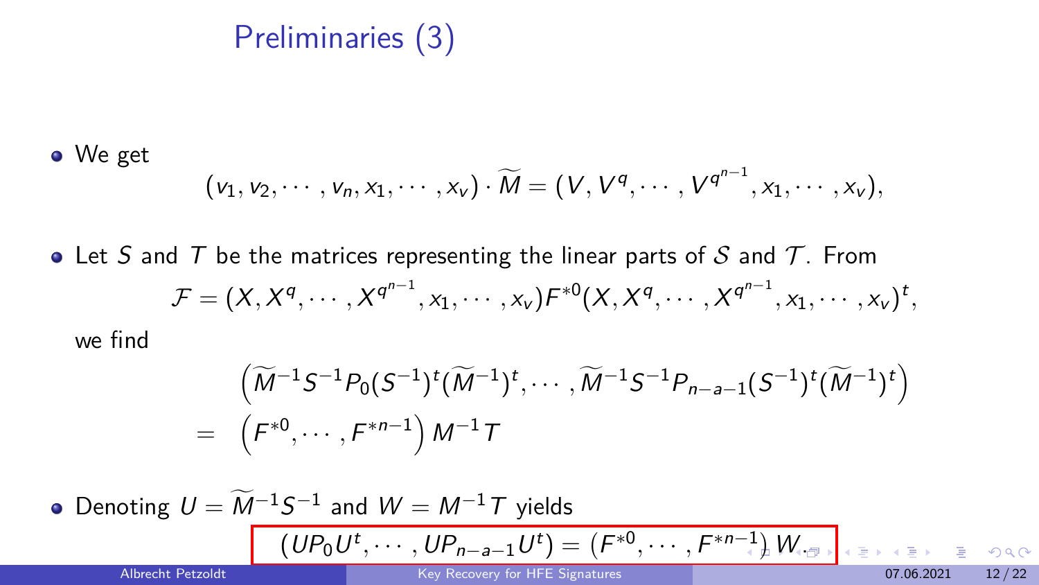# Preliminaries (3)

- We get

$$(v_1, v_2, \cdots, v_n, x_1, \cdots, x_v) \cdot \widetilde{M} = (V, V^q, \cdots, V^{q^{n-1}}, x_1, \cdots, x_v),$$

- Let $S$ and $T$ be the matrices representing the linear parts of $\mathcal{S}$ and $\mathcal{T}$. From

$$\mathcal{F} = (X, X^q, \cdots, X^{q^{n-1}}, x_1, \cdots, x_v) F^{*0} (X, X^q, \cdots, X^{q^{n-1}}, x_1, \cdots, x_v)^t,$$

  we find

$$\begin{aligned} & \left(\widetilde{M}^{-1} S^{-1} P_0 (S^{-1})^t (\widetilde{M}^{-1})^t, \cdots, \widetilde{M}^{-1} S^{-1} P_{n-a-1} (S^{-1})^t (\widetilde{M}^{-1})^t\right) \\ = & \left(F^{*0}, \cdots, F^{*n-1}\right) M^{-1} T \end{aligned}$$

- Denoting $U = \widetilde{M}^{-1} S^{-1}$ and $W = M^{-1} T$ yields

$$(U P_0 U^t, \cdots, U P_{n-a-1} U^t) = \left(F^{*0}, \cdots, F^{*n-1}\right) W.$$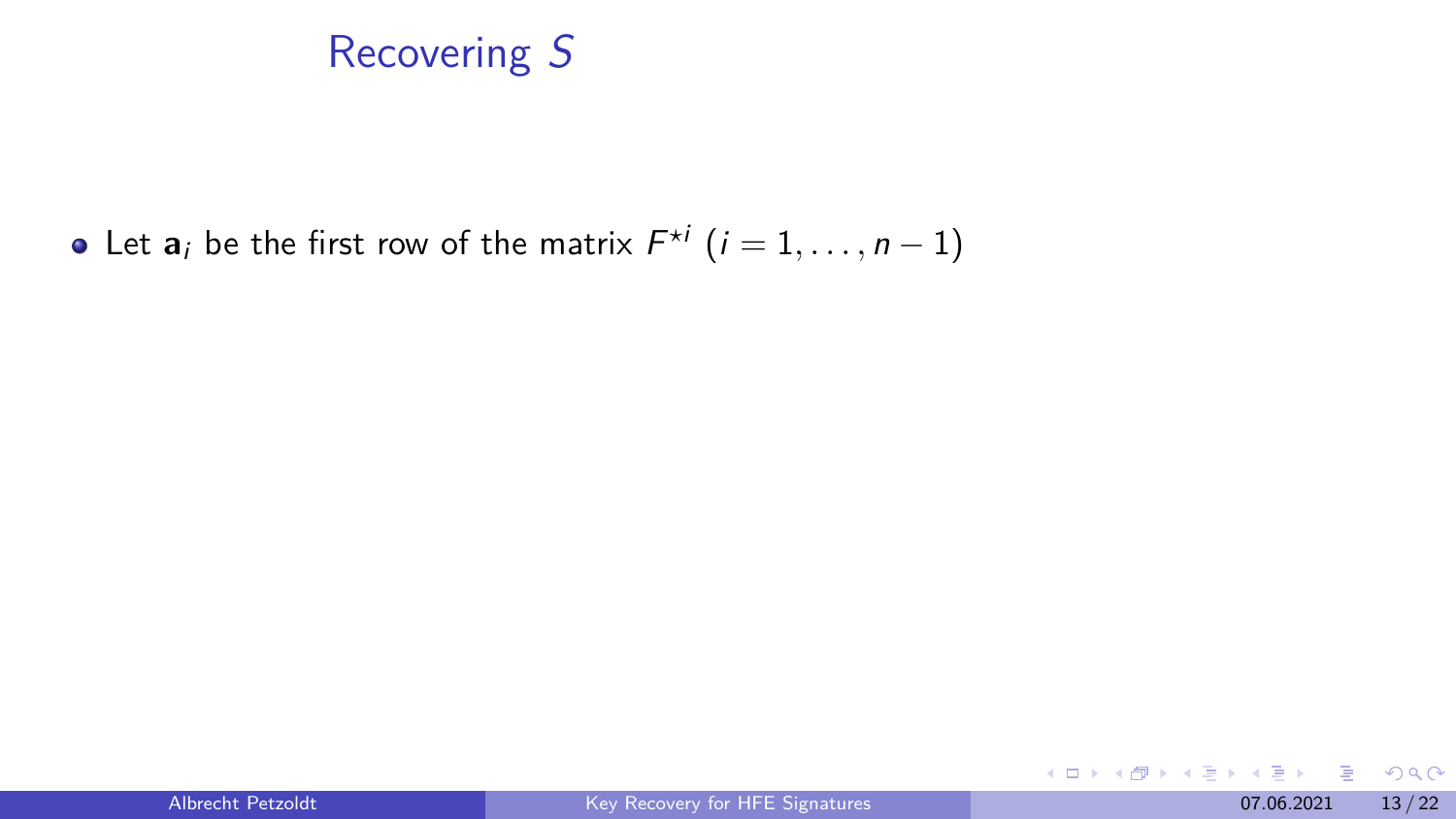## Recovering $S$

- Let $\mathbf{a}_i$ be the first row of the matrix $F^{\star i}$ $(i = 1, \ldots, n-1)$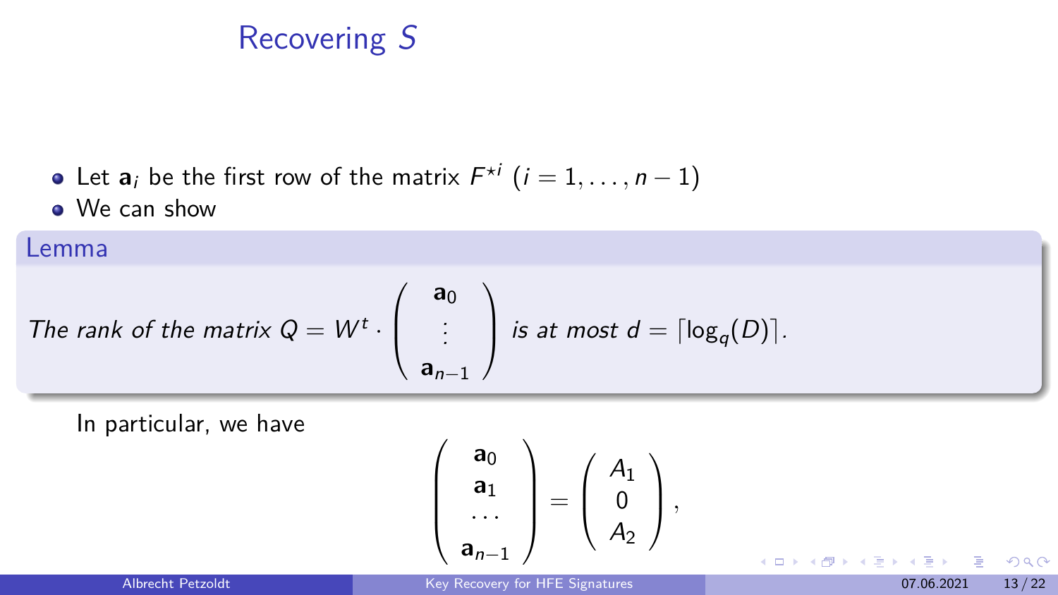# Recovering $S$

- Let $\mathbf{a}_i$ be the first row of the matrix $F^{\star i}$ $(i = 1, \ldots, n-1)$
- We can show

**Lemma**

*The rank of the matrix* $Q = W^t \cdot \begin{pmatrix} \mathbf{a}_0 \\ \vdots \\ \mathbf{a}_{n-1} \end{pmatrix}$ *is at most* $d = \lceil \log_q(D) \rceil$.

In particular, we have

$$\begin{pmatrix} \mathbf{a}_0 \\ \mathbf{a}_1 \\ \cdots \\ \mathbf{a}_{n-1} \end{pmatrix} = \begin{pmatrix} A_1 \\ 0 \\ A_2 \end{pmatrix},$$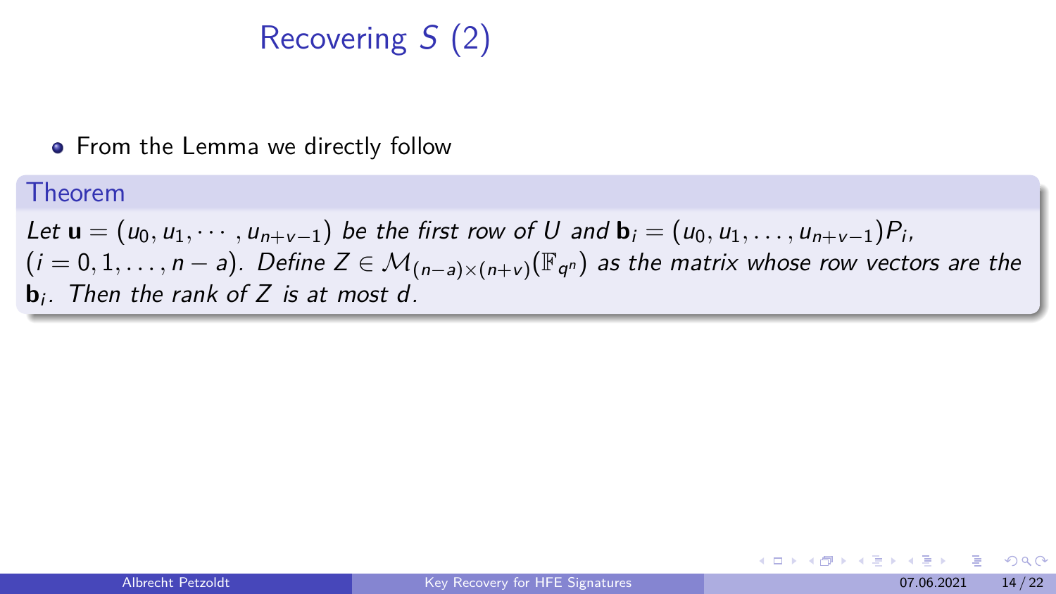# Recovering $S$ (2)

- From the Lemma we directly follow

**Theorem**

*Let* $\mathbf{u} = (u_0, u_1, \cdots, u_{n+v-1})$ *be the first row of* $U$ *and* $\mathbf{b}_i = (u_0, u_1, \ldots, u_{n+v-1})P_i$, $(i = 0, 1, \ldots, n-a)$. *Define* $Z \in \mathcal{M}_{(n-a)\times(n+v)}(\mathbb{F}_{q^n})$ *as the matrix whose row vectors are the* $\mathbf{b}_i$. *Then the rank of* $Z$ *is at most* $d$.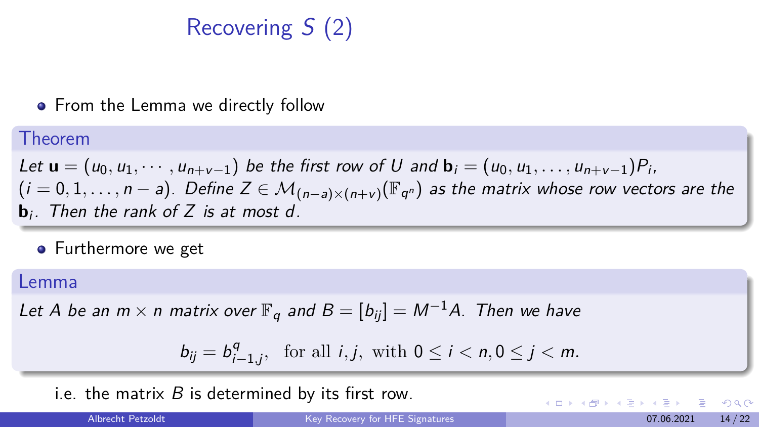# Recovering $S$ (2)

- From the Lemma we directly follow

**Theorem**

*Let $\mathbf{u} = (u_0, u_1, \cdots, u_{n+v-1})$ be the first row of $U$ and $\mathbf{b}_i = (u_0, u_1, \ldots, u_{n+v-1})P_i$, $(i = 0, 1, \ldots, n-a)$. Define $Z \in \mathcal{M}_{(n-a)\times(n+v)}(\mathbb{F}_{q^n})$ as the matrix whose row vectors are the $\mathbf{b}_i$. Then the rank of $Z$ is at most $d$.*

- Furthermore we get

**Lemma**

*Let $A$ be an $m \times n$ matrix over $\mathbb{F}_q$ and $B = [b_{ij}] = M^{-1}A$. Then we have*

$$b_{ij} = b_{i-1,j}^{q}, \quad \text{for all } i, j, \text{ with } 0 \leq i < n, 0 \leq j < m.$$

i.e. the matrix $B$ is determined by its first row.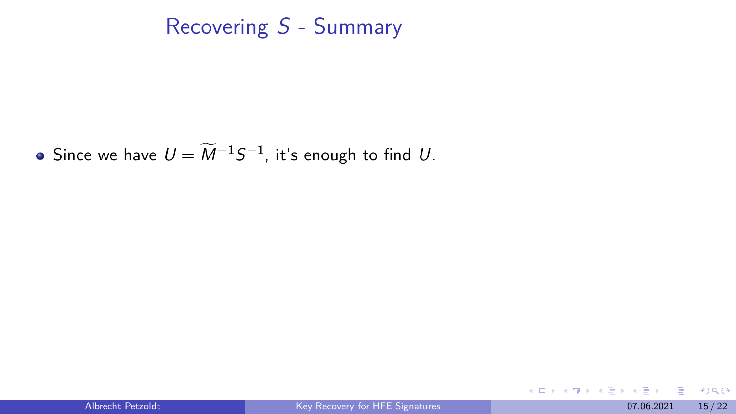# Recovering $S$ - Summary

- Since we have $U = \widetilde{M}^{-1} S^{-1}$, it's enough to find $U$.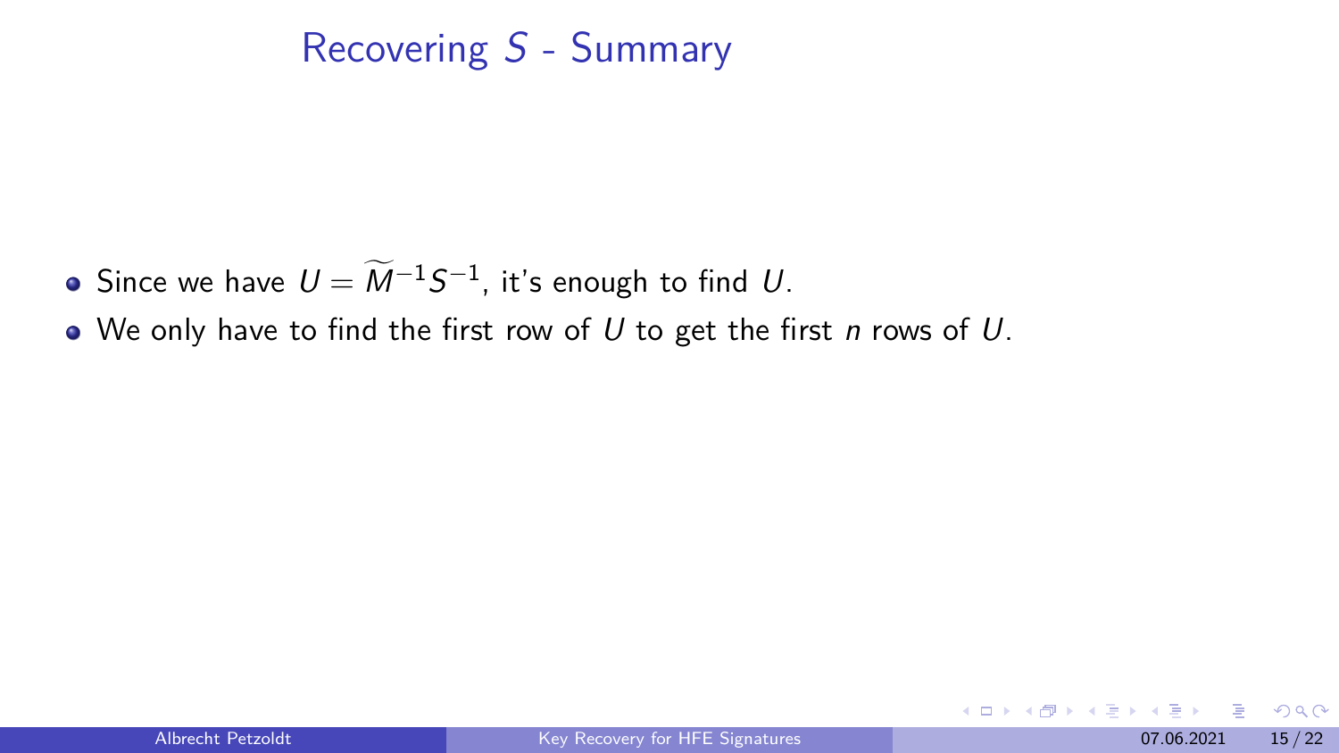# Recovering $S$ - Summary

- Since we have $U = \widetilde{M}^{-1}S^{-1}$, it's enough to find $U$.
- We only have to find the first row of $U$ to get the first $n$ rows of $U$.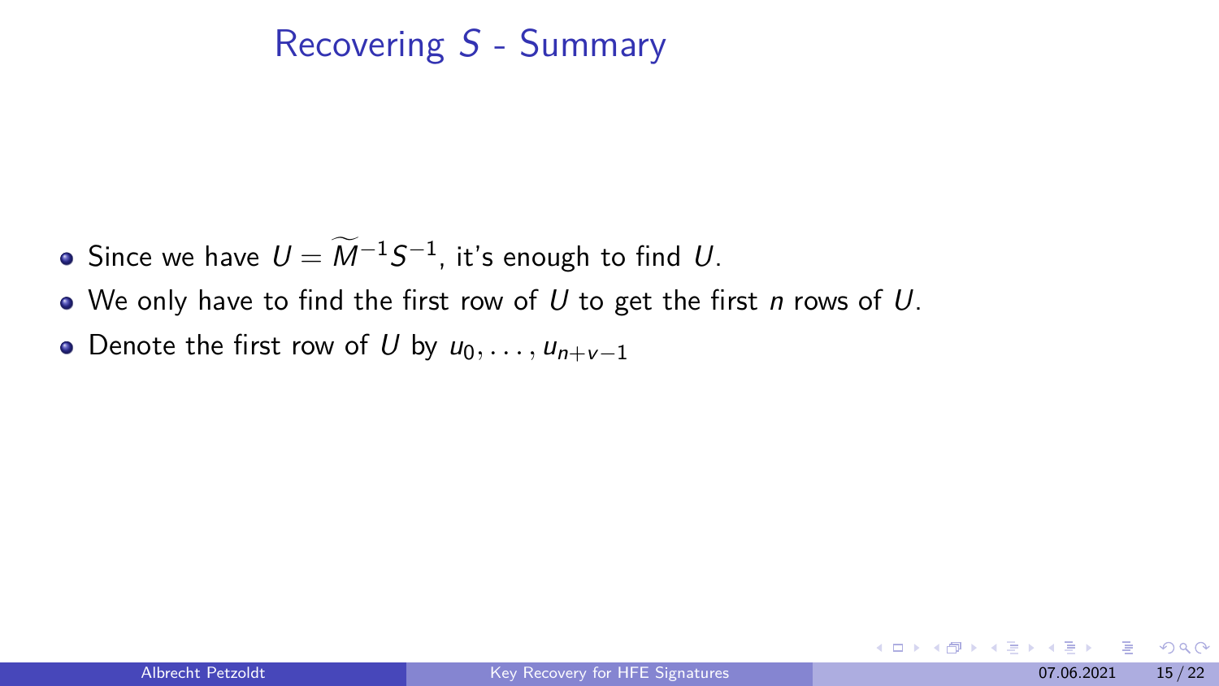# Recovering $S$ - Summary

- Since we have $U = \widetilde{M}^{-1} S^{-1}$, it's enough to find $U$.
- We only have to find the first row of $U$ to get the first $n$ rows of $U$.
- Denote the first row of $U$ by $u_0, \ldots, u_{n+v-1}$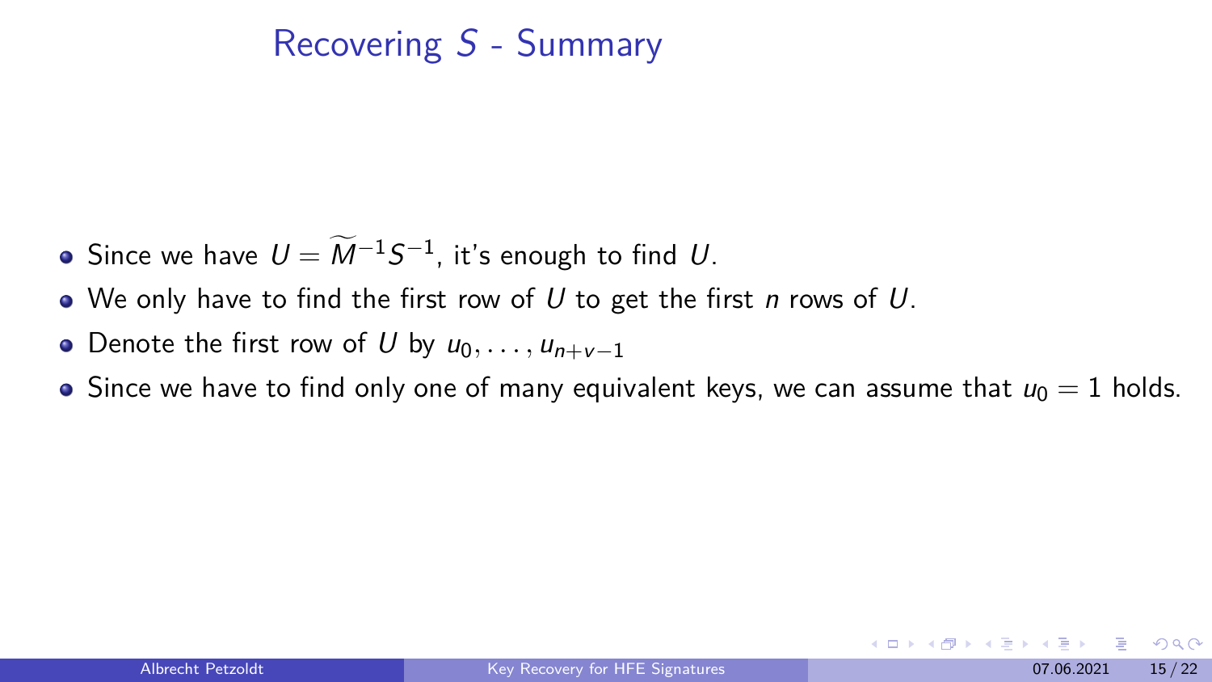## Recovering $S$ - Summary

- Since we have $U = \widetilde{M}^{-1} S^{-1}$, it's enough to find $U$.
- We only have to find the first row of $U$ to get the first $n$ rows of $U$.
- Denote the first row of $U$ by $u_0, \ldots, u_{n+v-1}$
- Since we have to find only one of many equivalent keys, we can assume that $u_0 = 1$ holds.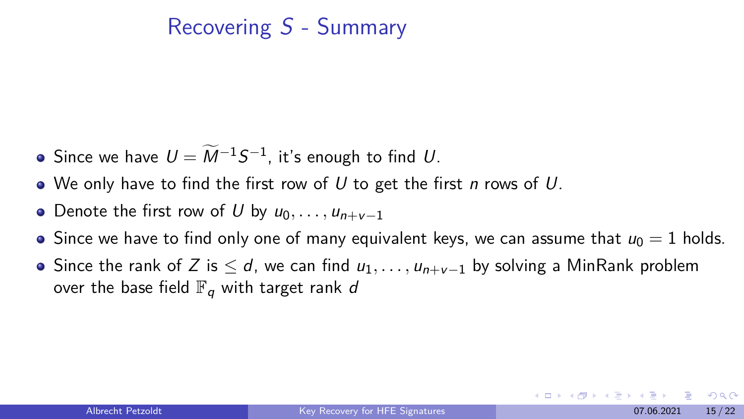# Recovering $S$ - Summary

- Since we have $U = \widetilde{M}^{-1} S^{-1}$, it's enough to find $U$.
- We only have to find the first row of $U$ to get the first $n$ rows of $U$.
- Denote the first row of $U$ by $u_0, \ldots, u_{n+v-1}$
- Since we have to find only one of many equivalent keys, we can assume that $u_0 = 1$ holds.
- Since the rank of $Z$ is $\leq d$, we can find $u_1, \ldots, u_{n+v-1}$ by solving a MinRank problem over the base field $\mathbb{F}_q$ with target rank $d$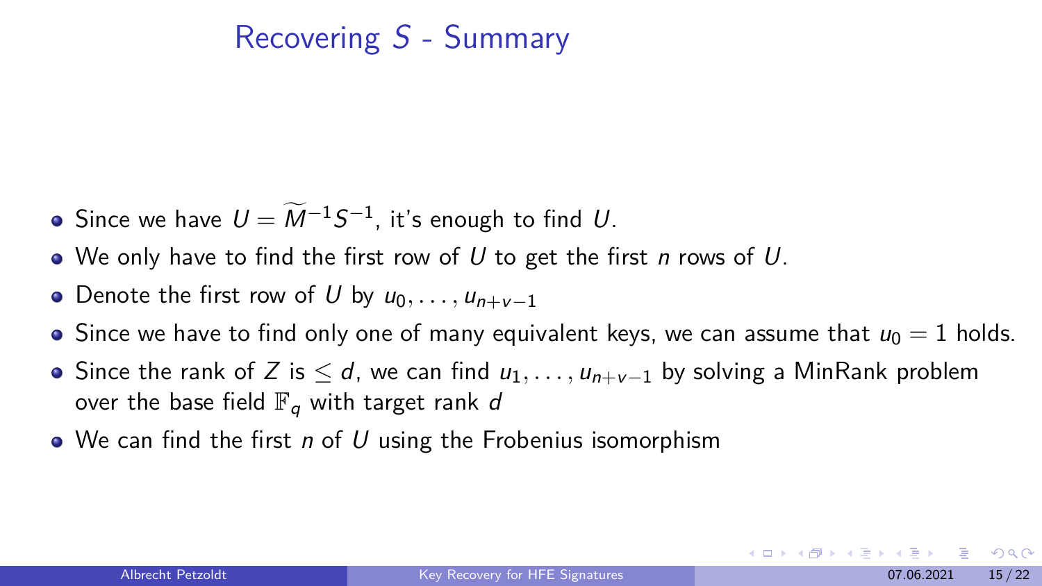# Recovering $S$ - Summary

- Since we have $U = \widetilde{M}^{-1} S^{-1}$, it's enough to find $U$.
- We only have to find the first row of $U$ to get the first $n$ rows of $U$.
- Denote the first row of $U$ by $u_0, \ldots, u_{n+v-1}$
- Since we have to find only one of many equivalent keys, we can assume that $u_0 = 1$ holds.
- Since the rank of $Z$ is $\leq d$, we can find $u_1, \ldots, u_{n+v-1}$ by solving a MinRank problem over the base field $\mathbb{F}_q$ with target rank $d$
- We can find the first $n$ of $U$ using the Frobenius isomorphism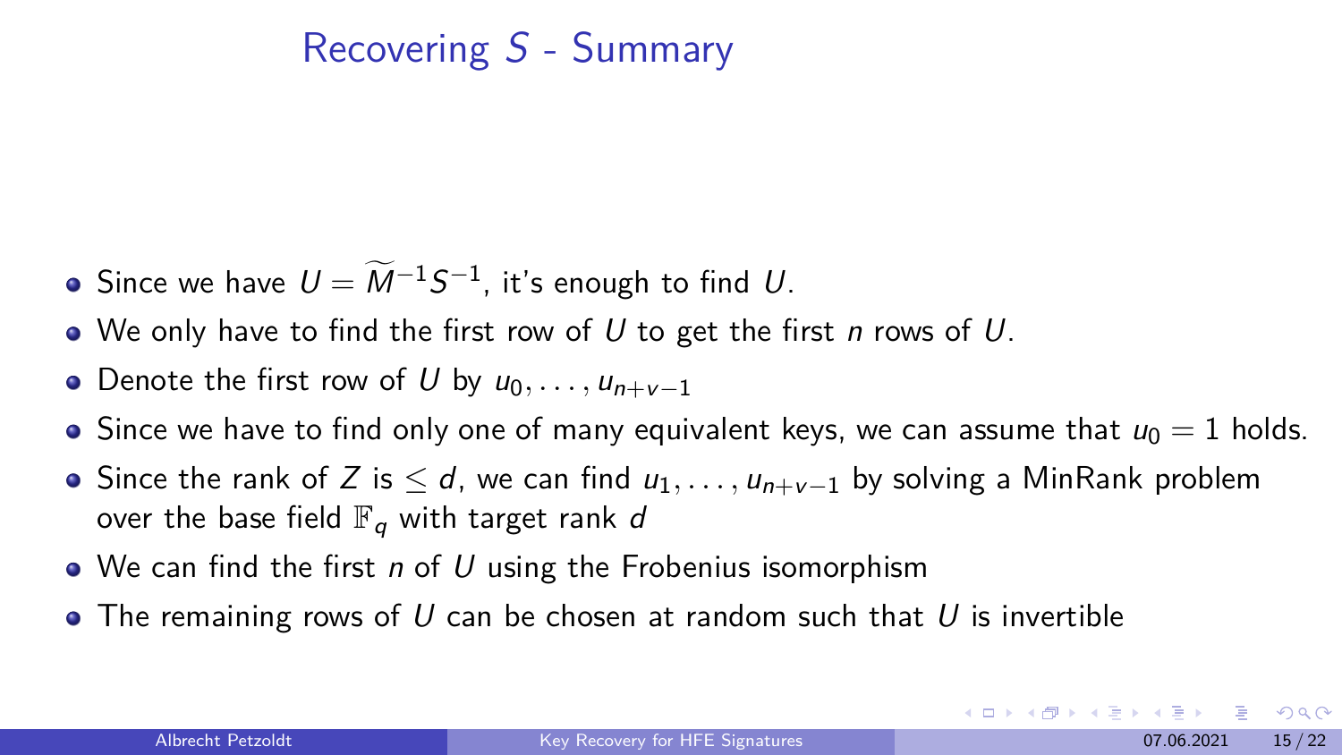## Recovering $S$ - Summary

- Since we have $U = \widetilde{M}^{-1} S^{-1}$, it's enough to find $U$.
- We only have to find the first row of $U$ to get the first $n$ rows of $U$.
- Denote the first row of $U$ by $u_0, \ldots, u_{n+v-1}$
- Since we have to find only one of many equivalent keys, we can assume that $u_0 = 1$ holds.
- Since the rank of $Z$ is $\leq d$, we can find $u_1, \ldots, u_{n+v-1}$ by solving a MinRank problem over the base field $\mathbb{F}_q$ with target rank $d$
- We can find the first $n$ of $U$ using the Frobenius isomorphism
- The remaining rows of $U$ can be chosen at random such that $U$ is invertible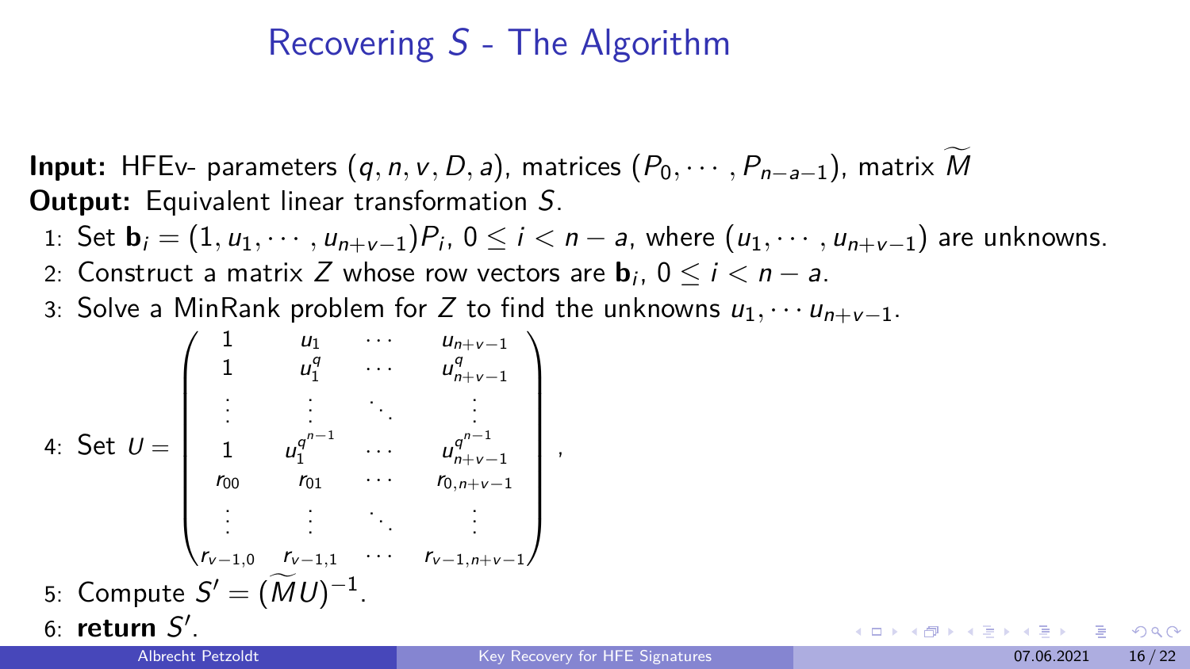# Recovering $S$ - The Algorithm

**Input:** HFEv- parameters $(q, n, v, D, a)$, matrices $(P_0, \cdots, P_{n-a-1})$, matrix $\widetilde{M}$
**Output:** Equivalent linear transformation $S$.

1. Set $\mathbf{b}_i = (1, u_1, \cdots, u_{n+v-1})P_i$, $0 \leq i < n-a$, where $(u_1, \cdots, u_{n+v-1})$ are unknowns.
2. Construct a matrix $Z$ whose row vectors are $\mathbf{b}_i$, $0 \leq i < n-a$.
3. Solve a MinRank problem for $Z$ to find the unknowns $u_1, \cdots u_{n+v-1}$.
4. Set $U = \begin{pmatrix} 1 & u_1 & \cdots & u_{n+v-1} \\ 1 & u_1^q & \cdots & u_{n+v-1}^q \\ \vdots & \vdots & \ddots & \vdots \\ 1 & u_1^{q^{n-1}} & \cdots & u_{n+v-1}^{q^{n-1}} \\ r_{00} & r_{01} & \cdots & r_{0,n+v-1} \\ \vdots & \vdots & \ddots & \vdots \\ r_{v-1,0} & r_{v-1,1} & \cdots & r_{v-1,n+v-1} \end{pmatrix}$,
5. Compute $S' = (\widetilde{M}U)^{-1}$.
6. **return** $S'$.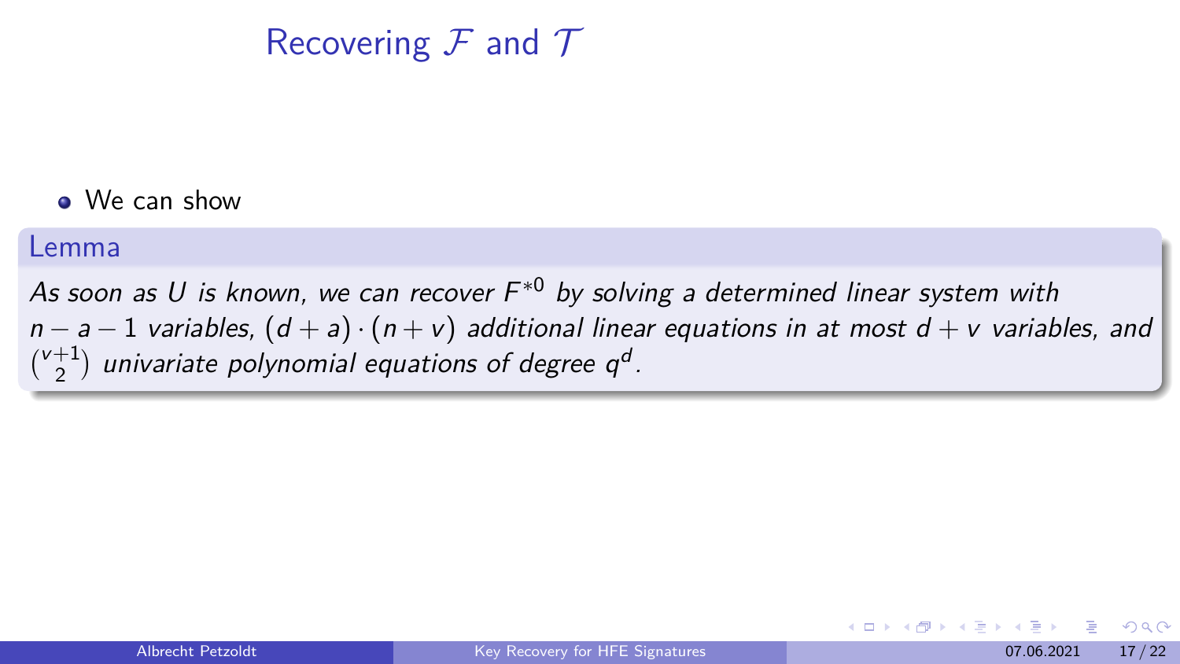# Recovering $\mathcal{F}$ and $\mathcal{T}$

- We can show

**Lemma**

*As soon as $U$ is known, we can recover $F^{*0}$ by solving a determined linear system with $n - a - 1$ variables, $(d + a) \cdot (n + v)$ additional linear equations in at most $d + v$ variables, and $\binom{v+1}{2}$ univariate polynomial equations of degree $q^d$.*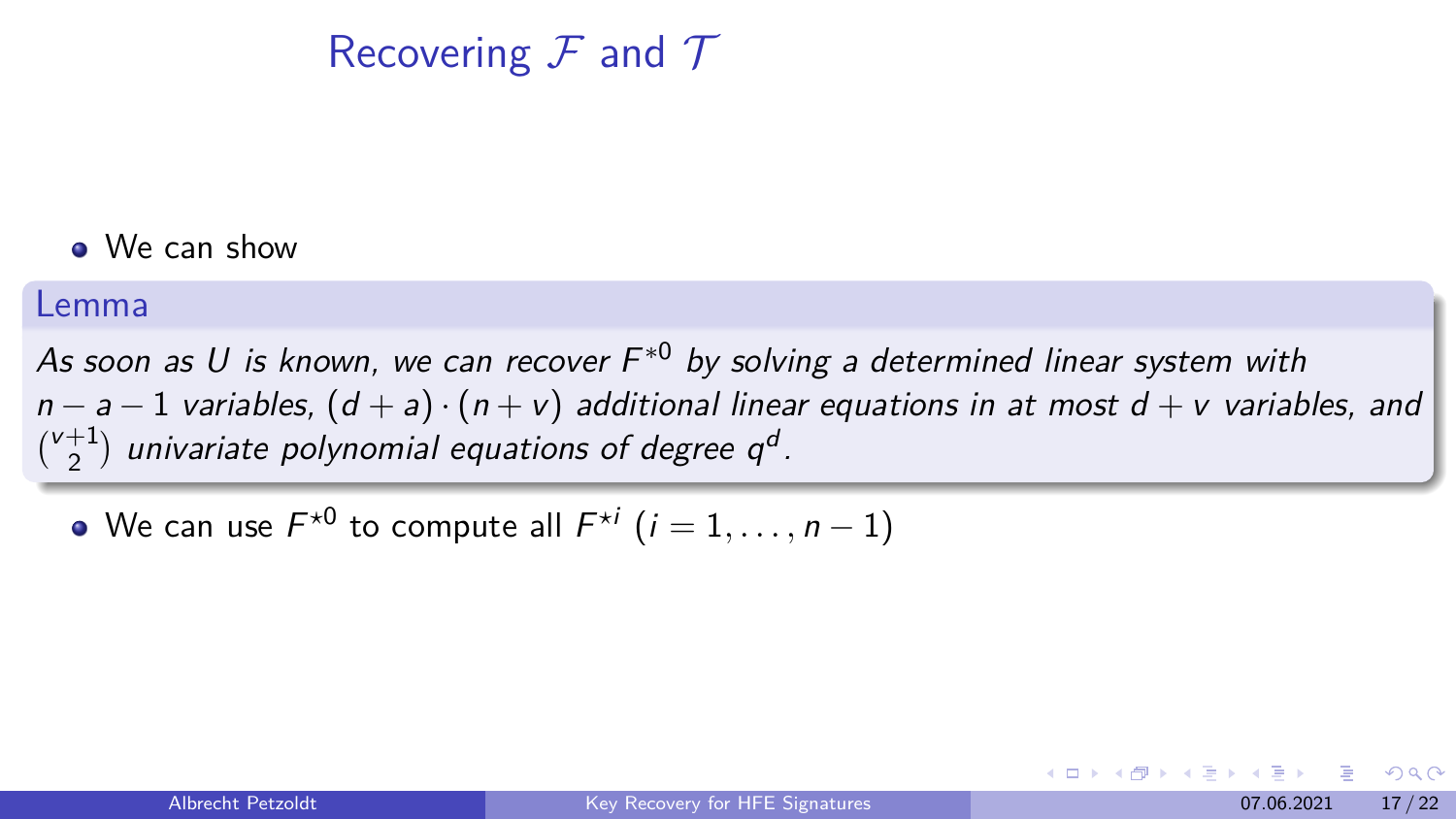# Recovering $\mathcal{F}$ and $\mathcal{T}$

- We can show

**Lemma**

*As soon as $U$ is known, we can recover $F^{*0}$ by solving a determined linear system with $n - a - 1$ variables, $(d + a) \cdot (n + v)$ additional linear equations in at most $d + v$ variables, and $\binom{v+1}{2}$ univariate polynomial equations of degree $q^d$.*

- We can use $F^{\star 0}$ to compute all $F^{\star i}$ $(i = 1, \ldots, n - 1)$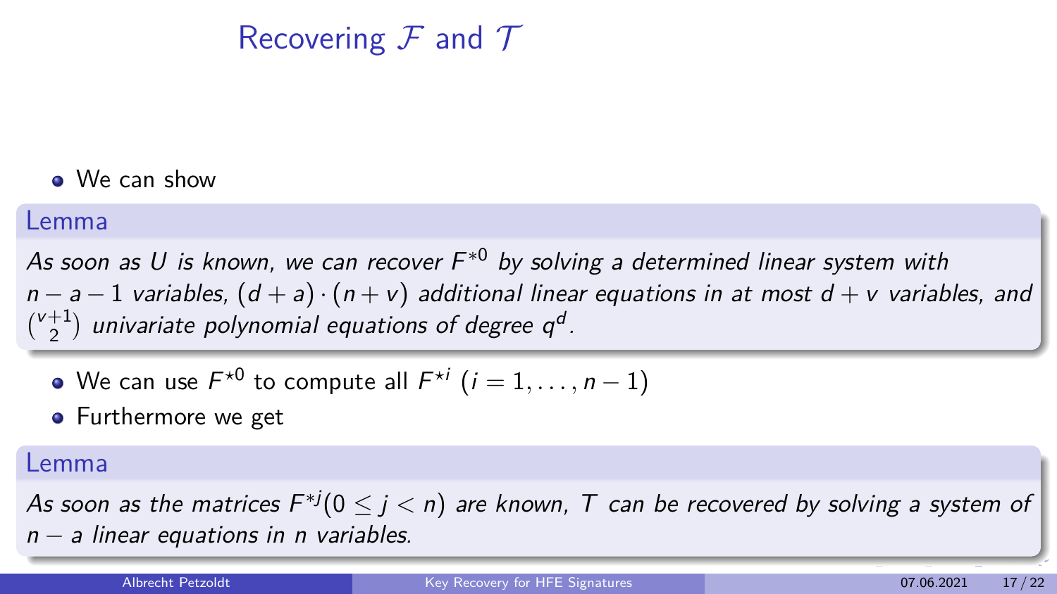# Recovering $\mathcal{F}$ and $\mathcal{T}$

- We can show

**Lemma**

*As soon as $U$ is known, we can recover $F^{*0}$ by solving a determined linear system with $n-a-1$ variables, $(d+a)\cdot(n+v)$ additional linear equations in at most $d+v$ variables, and $\binom{v+1}{2}$ univariate polynomial equations of degree $q^d$.*

- We can use $F^{\star 0}$ to compute all $F^{\star i}$ $(i = 1, \ldots, n-1)$
- Furthermore we get

**Lemma**

*As soon as the matrices $F^{*j}(0 \leq j < n)$ are known, $T$ can be recovered by solving a system of $n-a$ linear equations in $n$ variables.*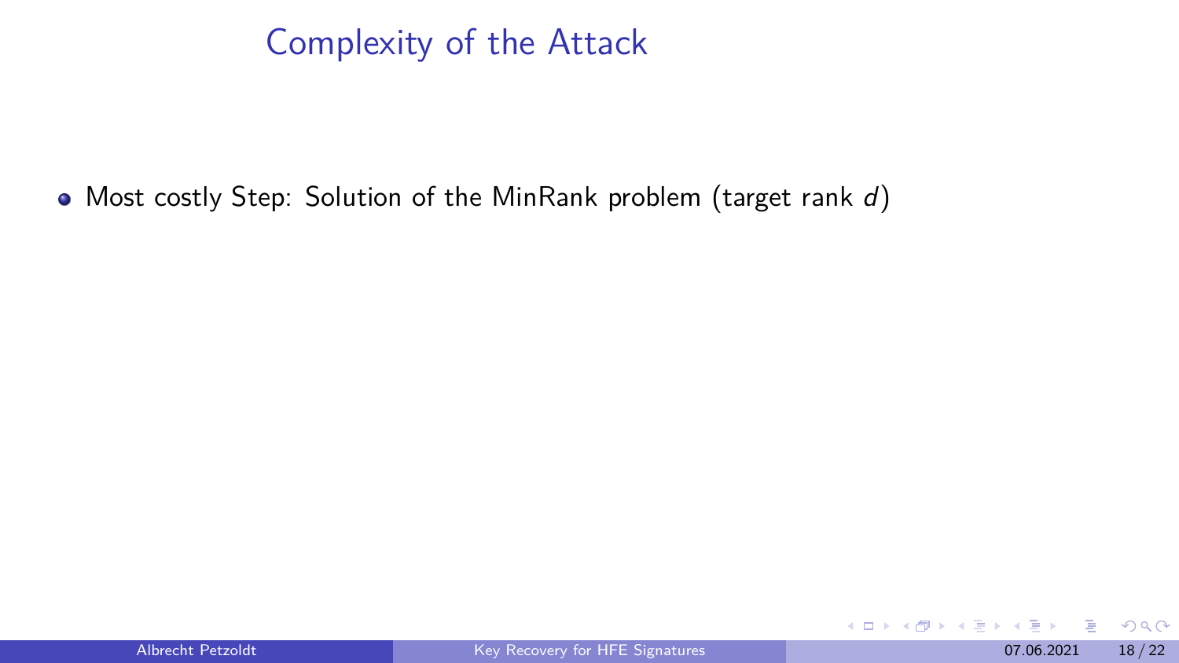# Complexity of the Attack

- Most costly Step: Solution of the MinRank problem (target rank $d$)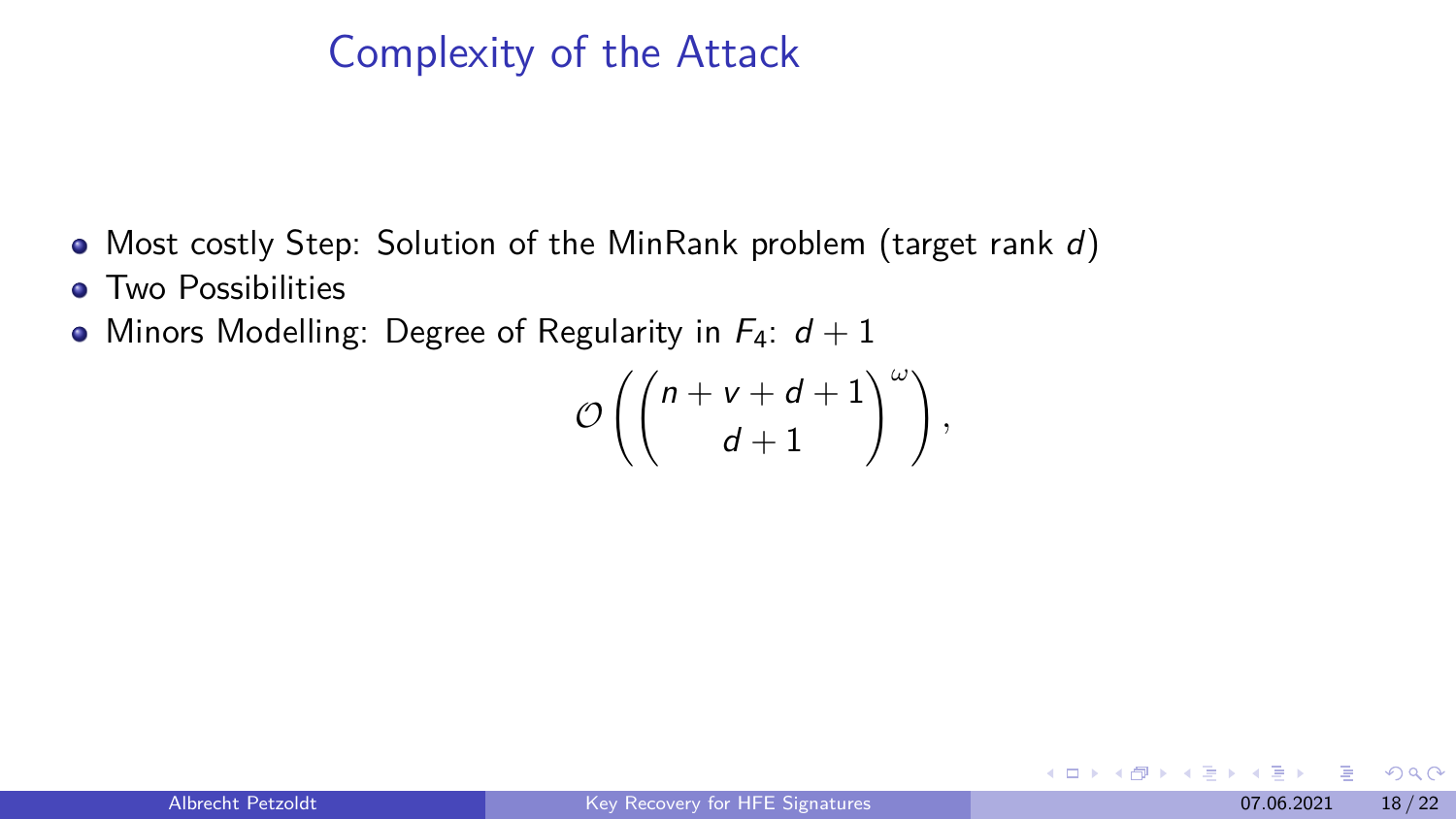# Complexity of the Attack

- Most costly Step: Solution of the MinRank problem (target rank $d$)
- Two Possibilities
- Minors Modelling: Degree of Regularity in $F_4$: $d+1$

$$\mathcal{O}\left(\binom{n+v+d+1}{d+1}^{\omega}\right),$$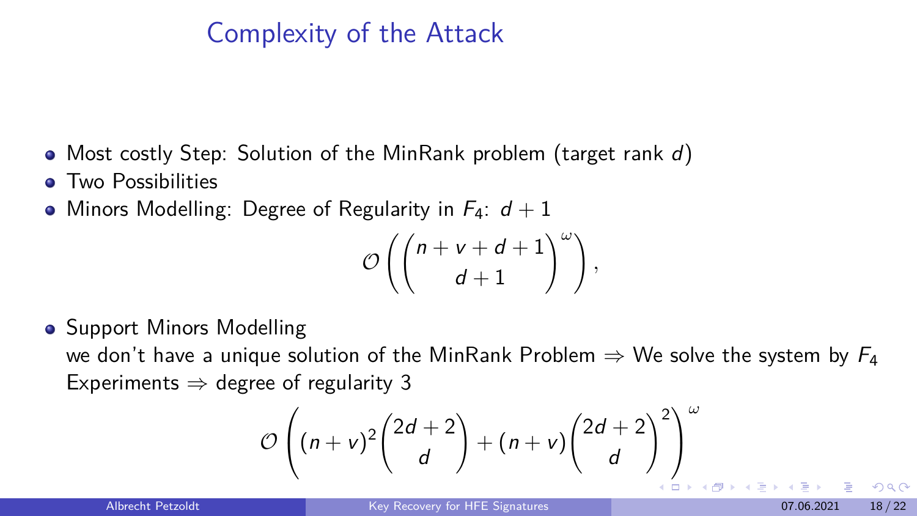# Complexity of the Attack

- Most costly Step: Solution of the MinRank problem (target rank $d$)
- Two Possibilities
- Minors Modelling: Degree of Regularity in $F_4$: $d+1$

$$\mathcal{O}\left(\binom{n+v+d+1}{d+1}^{\omega}\right),$$

- Support Minors Modelling

  we don't have a unique solution of the MinRank Problem $\Rightarrow$ We solve the system by $F_4$

  Experiments $\Rightarrow$ degree of regularity 3

$$\mathcal{O}\left((n+v)^2\binom{2d+2}{d} + (n+v)\binom{2d+2}{d}^2\right)^{\omega}$$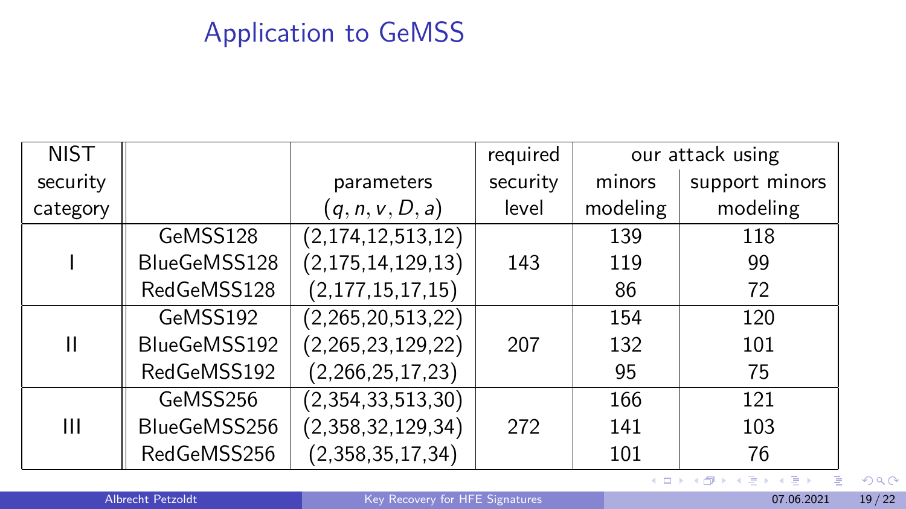## Application to GeMSS

| NIST security category | | parameters $(q, n, v, D, a)$ | required security level | our attack using minors modeling | our attack using support minors modeling |
|---|---|---|---|---|---|
| I | GeMSS128 | (2,174,12,513,12) | 143 | 139 | 118 |
| | BlueGeMSS128 | (2,175,14,129,13) | | 119 | 99 |
| | RedGeMSS128 | (2,177,15,17,15) | | 86 | 72 |
| II | GeMSS192 | (2,265,20,513,22) | 207 | 154 | 120 |
| | BlueGeMSS192 | (2,265,23,129,22) | | 132 | 101 |
| | RedGeMSS192 | (2,266,25,17,23) | | 95 | 75 |
| III | GeMSS256 | (2,354,33,513,30) | 272 | 166 | 121 |
| | BlueGeMSS256 | (2,358,32,129,34) | | 141 | 103 |
| | RedGeMSS256 | (2,358,35,17,34) | | 101 | 76 |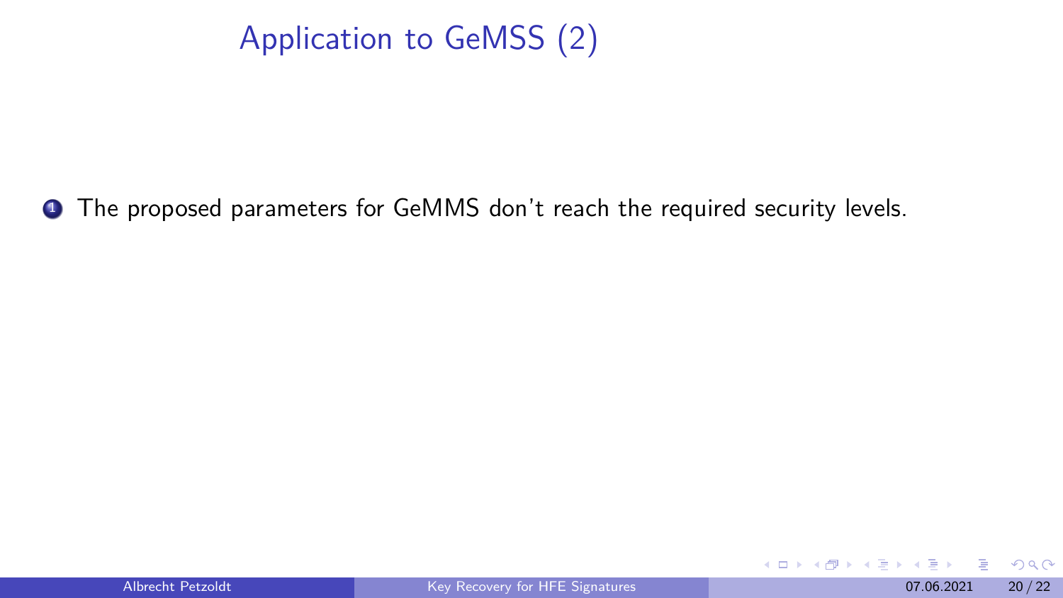# Application to GeMSS (2)

1. The proposed parameters for GeMMS don't reach the required security levels.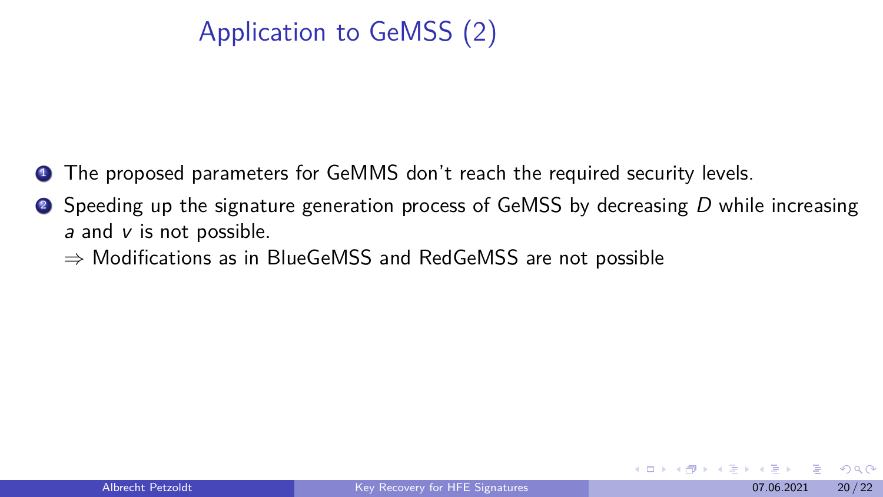# Application to GeMSS (2)

1. The proposed parameters for GeMMS don't reach the required security levels.
2. Speeding up the signature generation process of GeMSS by decreasing $D$ while increasing $a$ and $v$ is not possible.

   $\Rightarrow$ Modifications as in BlueGeMSS and RedGeMSS are not possible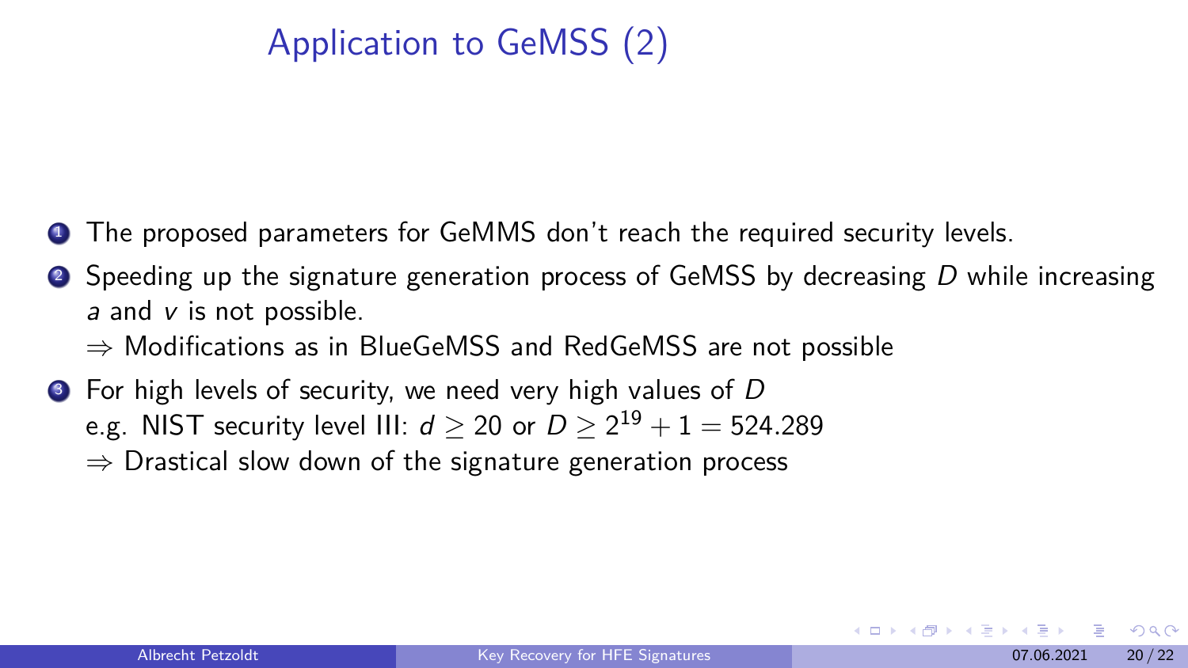# Application to GeMSS (2)

1. The proposed parameters for GeMMS don't reach the required security levels.
2. Speeding up the signature generation process of GeMSS by decreasing $D$ while increasing $a$ and $v$ is not possible.
   $\Rightarrow$ Modifications as in BlueGeMSS and RedGeMSS are not possible
3. For high levels of security, we need very high values of $D$
   e.g. NIST security level III: $d \geq 20$ or $D \geq 2^{19} + 1 = 524.289$
   $\Rightarrow$ Drastical slow down of the signature generation process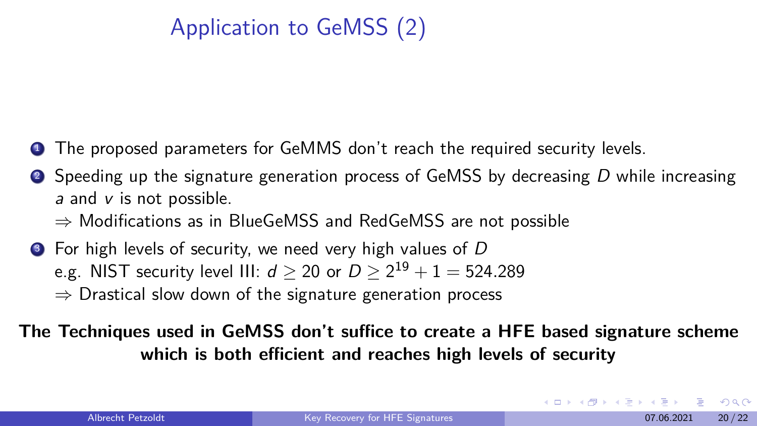# Application to GeMSS (2)

1. The proposed parameters for GeMMS don't reach the required security levels.
2. Speeding up the signature generation process of GeMSS by decreasing $D$ while increasing $a$ and $v$ is not possible.
   $\Rightarrow$ Modifications as in BlueGeMSS and RedGeMSS are not possible
3. For high levels of security, we need very high values of $D$
   e.g. NIST security level III: $d \geq 20$ or $D \geq 2^{19} + 1 = 524.289$
   $\Rightarrow$ Drastical slow down of the signature generation process

**The Techniques used in GeMSS don't suffice to create a HFE based signature scheme which is both efficient and reaches high levels of security**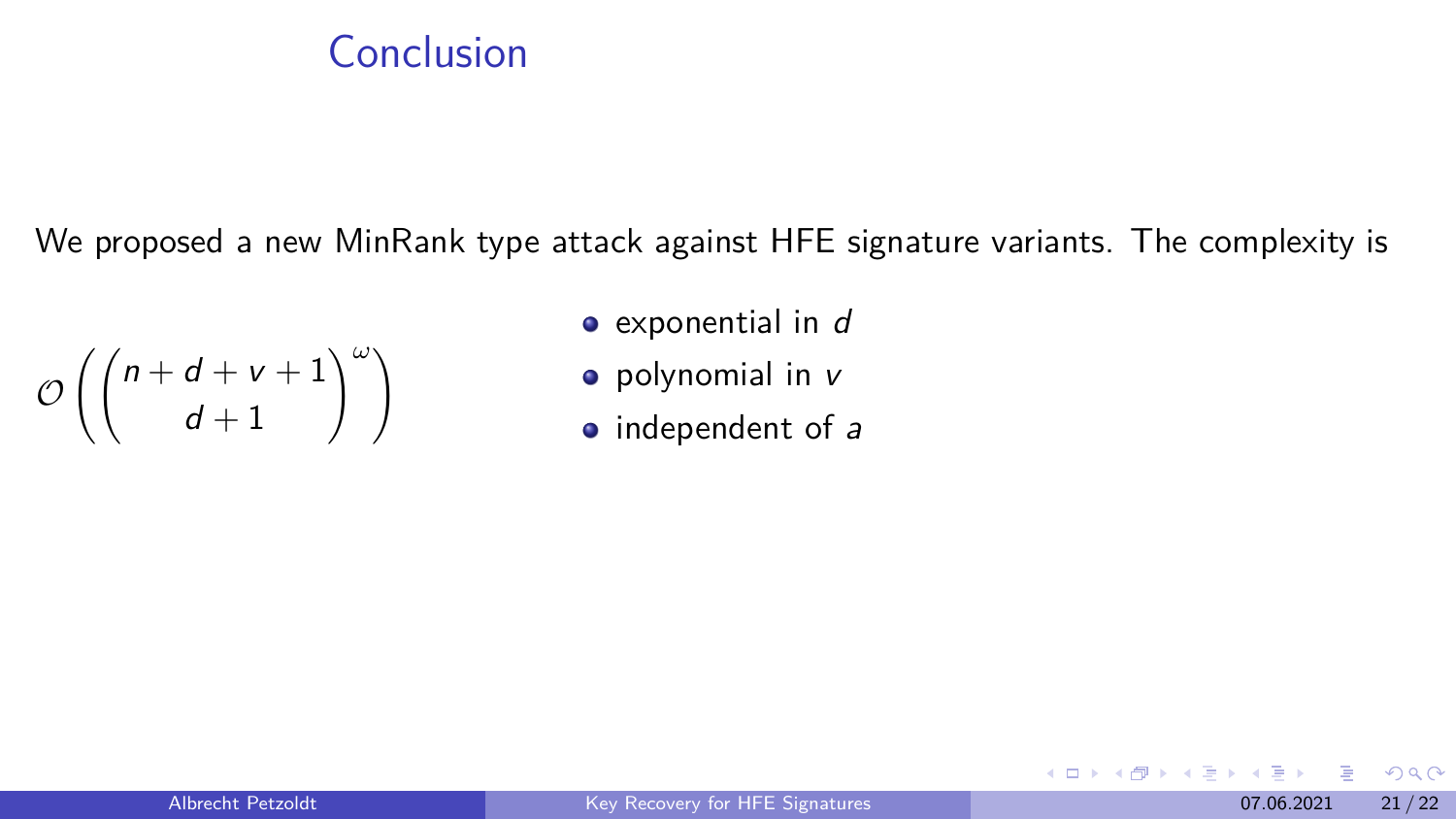# Conclusion

We proposed a new MinRank type attack against HFE signature variants. The complexity is

$$\mathcal{O}\left(\binom{n+d+v+1}{d+1}^{\omega}\right)$$

- exponential in $d$
- polynomial in $v$
- independent of $a$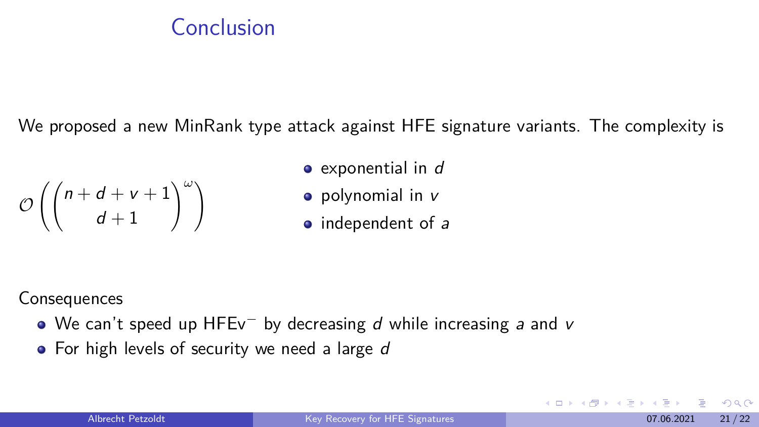# Conclusion

We proposed a new MinRank type attack against HFE signature variants. The complexity is

$$\mathcal{O}\left(\binom{n+d+v+1}{d+1}^{\omega}\right)$$

- exponential in $d$
- polynomial in $v$
- independent of $a$

Consequences

- We can't speed up HFEv$^-$ by decreasing $d$ while increasing $a$ and $v$
- For high levels of security we need a large $d$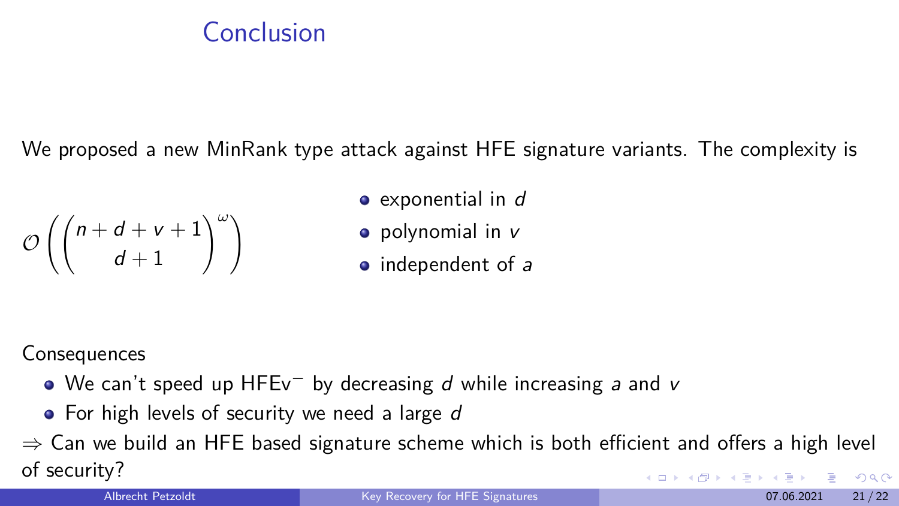# Conclusion

We proposed a new MinRank type attack against HFE signature variants. The complexity is

$$\mathcal{O}\left(\binom{n+d+v+1}{d+1}^{\omega}\right)$$

- exponential in $d$
- polynomial in $v$
- independent of $a$

Consequences

- We can't speed up HFEv$^-$ by decreasing $d$ while increasing $a$ and $v$
- For high levels of security we need a large $d$

$\Rightarrow$ Can we build an HFE based signature scheme which is both efficient and offers a high level of security?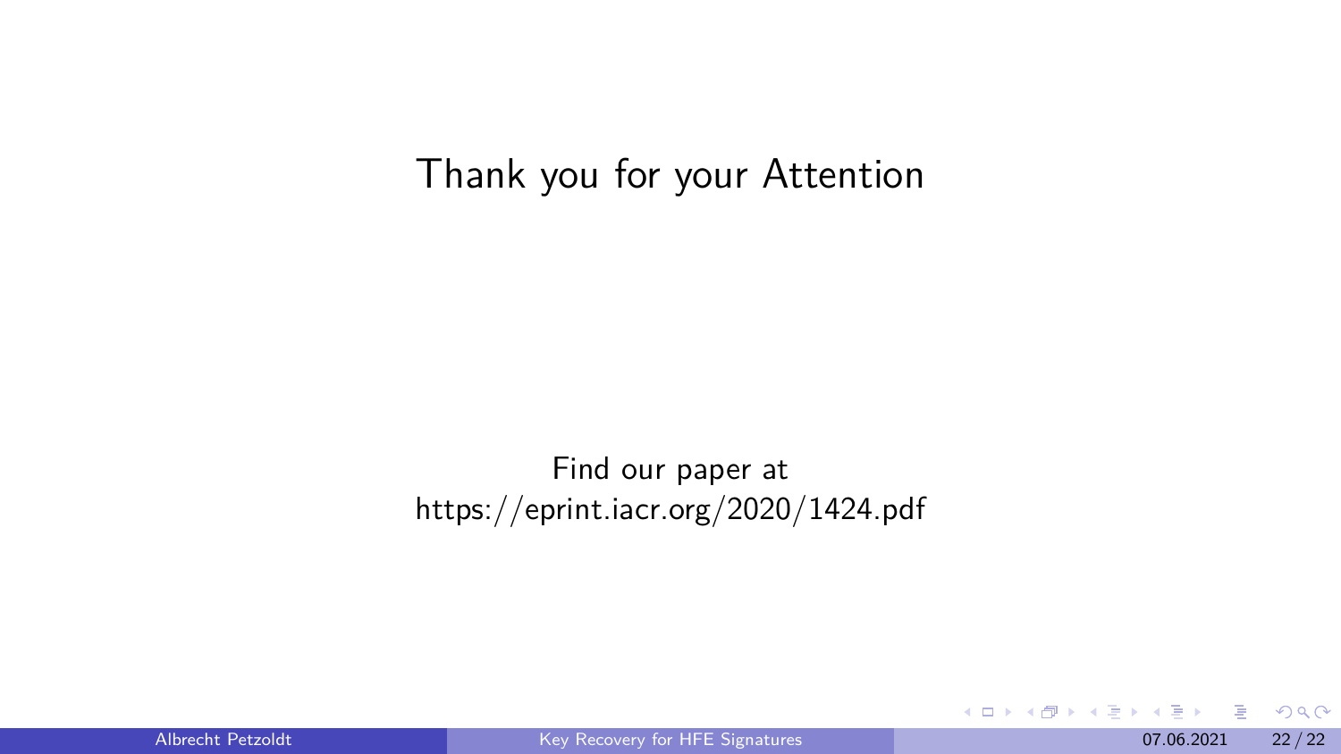Thank you for your Attention

Find our paper at
https://eprint.iacr.org/2020/1424.pdf